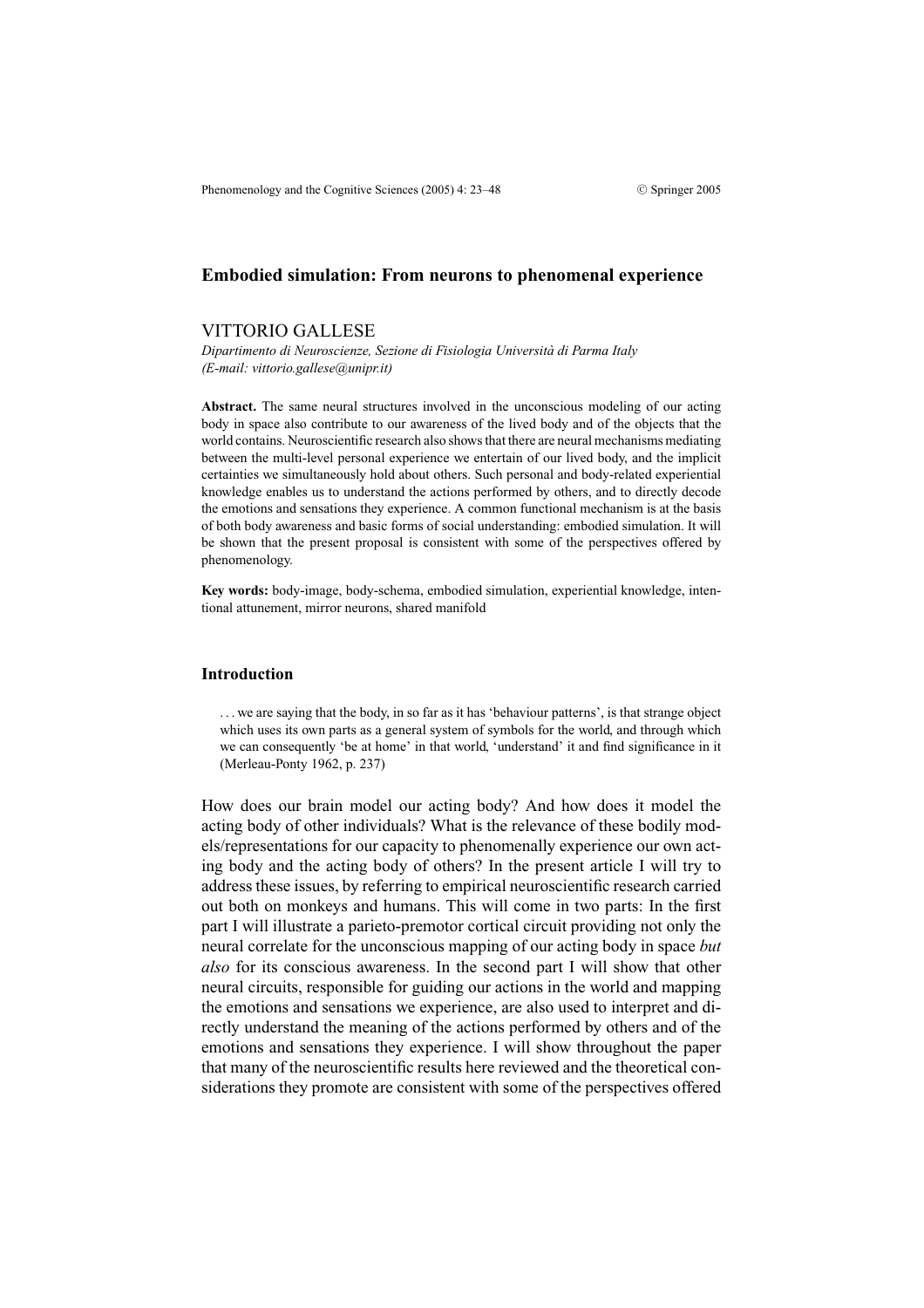# Embodied simulation: From neurons to phenomenal experience

VITTORIO GALLESE

*Dipartimento di Neuroscienze, Sezione di Fisiologia Università di Parma Italy*
*(E-mail: vittorio.gallese@unipr.it)*

**Abstract.** The same neural structures involved in the unconscious modeling of our acting body in space also contribute to our awareness of the lived body and of the objects that the world contains. Neuroscientific research also shows that there are neural mechanisms mediating between the multi-level personal experience we entertain of our lived body, and the implicit certainties we simultaneously hold about others. Such personal and body-related experiential knowledge enables us to understand the actions performed by others, and to directly decode the emotions and sensations they experience. A common functional mechanism is at the basis of both body awareness and basic forms of social understanding: embodied simulation. It will be shown that the present proposal is consistent with some of the perspectives offered by phenomenology.

**Key words:** body-image, body-schema, embodied simulation, experiential knowledge, intentional attunement, mirror neurons, shared manifold

## Introduction

> . . . we are saying that the body, in so far as it has 'behaviour patterns', is that strange object which uses its own parts as a general system of symbols for the world, and through which we can consequently 'be at home' in that world, 'understand' it and find significance in it (Merleau-Ponty 1962, p. 237)

How does our brain model our acting body? And how does it model the acting body of other individuals? What is the relevance of these bodily models/representations for our capacity to phenomenally experience our own acting body and the acting body of others? In the present article I will try to address these issues, by referring to empirical neuroscientific research carried out both on monkeys and humans. This will come in two parts: In the first part I will illustrate a parieto-premotor cortical circuit providing not only the neural correlate for the unconscious mapping of our acting body in space *but also* for its conscious awareness. In the second part I will show that other neural circuits, responsible for guiding our actions in the world and mapping the emotions and sensations we experience, are also used to interpret and directly understand the meaning of the actions performed by others and of the emotions and sensations they experience. I will show throughout the paper that many of the neuroscientific results here reviewed and the theoretical considerations they promote are consistent with some of the perspectives offered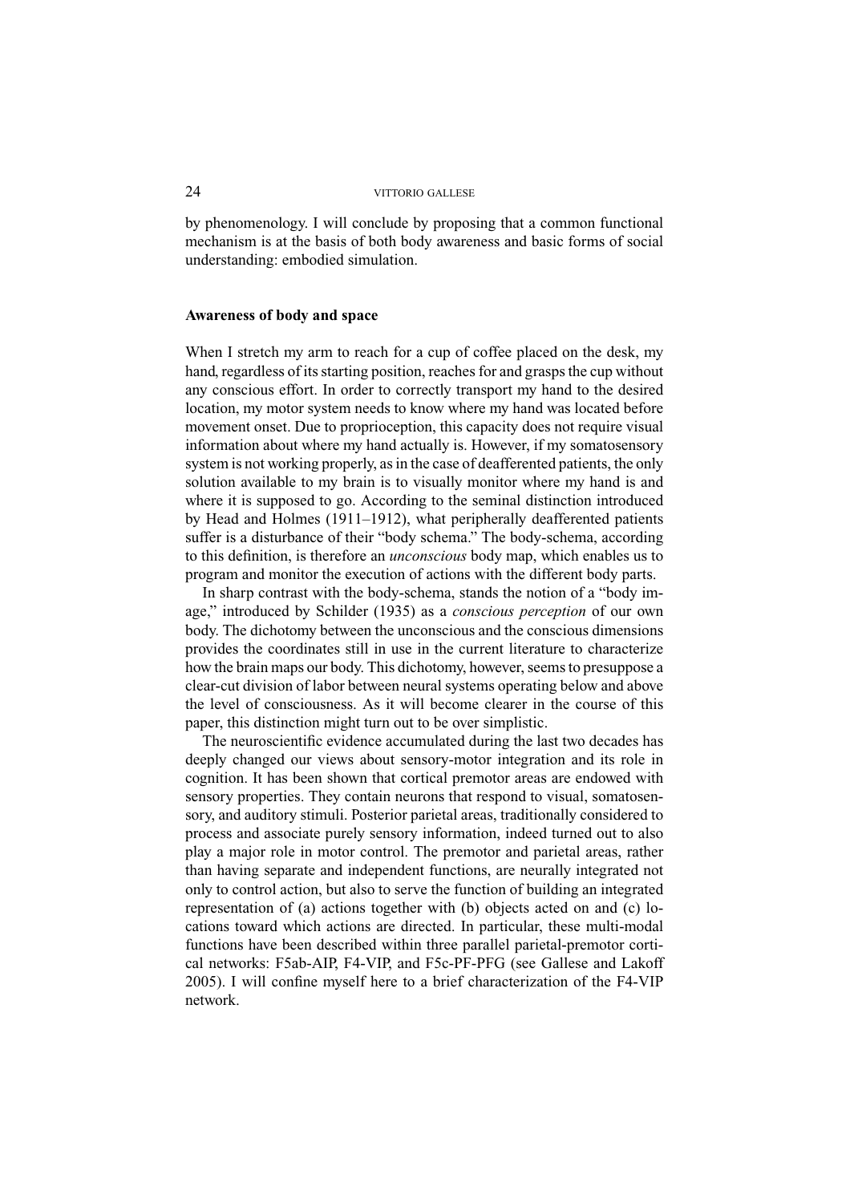by phenomenology. I will conclude by proposing that a common functional mechanism is at the basis of both body awareness and basic forms of social understanding: embodied simulation.

## Awareness of body and space

When I stretch my arm to reach for a cup of coffee placed on the desk, my hand, regardless of its starting position, reaches for and grasps the cup without any conscious effort. In order to correctly transport my hand to the desired location, my motor system needs to know where my hand was located before movement onset. Due to proprioception, this capacity does not require visual information about where my hand actually is. However, if my somatosensory system is not working properly, as in the case of deafferented patients, the only solution available to my brain is to visually monitor where my hand is and where it is supposed to go. According to the seminal distinction introduced by Head and Holmes (1911–1912), what peripherally deafferented patients suffer is a disturbance of their "body schema." The body-schema, according to this definition, is therefore an *unconscious* body map, which enables us to program and monitor the execution of actions with the different body parts.

In sharp contrast with the body-schema, stands the notion of a "body image," introduced by Schilder (1935) as a *conscious perception* of our own body. The dichotomy between the unconscious and the conscious dimensions provides the coordinates still in use in the current literature to characterize how the brain maps our body. This dichotomy, however, seems to presuppose a clear-cut division of labor between neural systems operating below and above the level of consciousness. As it will become clearer in the course of this paper, this distinction might turn out to be over simplistic.

The neuroscientific evidence accumulated during the last two decades has deeply changed our views about sensory-motor integration and its role in cognition. It has been shown that cortical premotor areas are endowed with sensory properties. They contain neurons that respond to visual, somatosensory, and auditory stimuli. Posterior parietal areas, traditionally considered to process and associate purely sensory information, indeed turned out to also play a major role in motor control. The premotor and parietal areas, rather than having separate and independent functions, are neurally integrated not only to control action, but also to serve the function of building an integrated representation of (a) actions together with (b) objects acted on and (c) locations toward which actions are directed. In particular, these multi-modal functions have been described within three parallel parietal-premotor cortical networks: F5ab-AIP, F4-VIP, and F5c-PF-PFG (see Gallese and Lakoff 2005). I will confine myself here to a brief characterization of the F4-VIP network.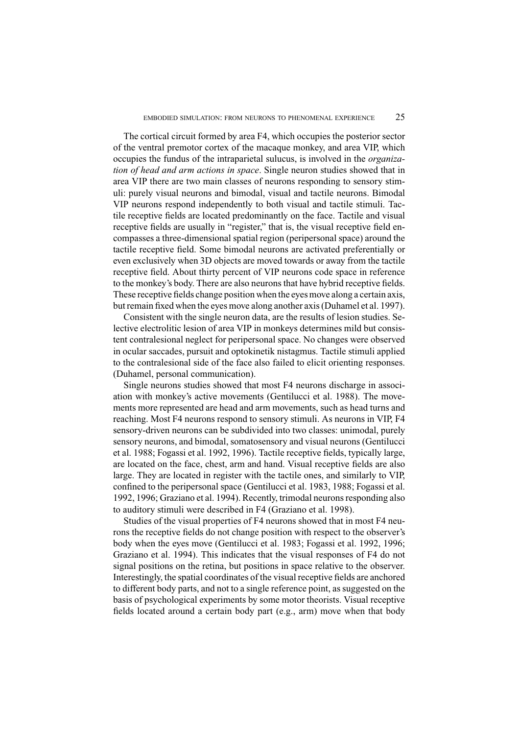The cortical circuit formed by area F4, which occupies the posterior sector of the ventral premotor cortex of the macaque monkey, and area VIP, which occupies the fundus of the intraparietal sulucus, is involved in the *organization of head and arm actions in space*. Single neuron studies showed that in area VIP there are two main classes of neurons responding to sensory stimuli: purely visual neurons and bimodal, visual and tactile neurons. Bimodal VIP neurons respond independently to both visual and tactile stimuli. Tactile receptive fields are located predominantly on the face. Tactile and visual receptive fields are usually in "register," that is, the visual receptive field encompasses a three-dimensional spatial region (peripersonal space) around the tactile receptive field. Some bimodal neurons are activated preferentially or even exclusively when 3D objects are moved towards or away from the tactile receptive field. About thirty percent of VIP neurons code space in reference to the monkey's body. There are also neurons that have hybrid receptive fields. These receptive fields change position when the eyes move along a certain axis, but remain fixed when the eyes move along another axis (Duhamel et al. 1997).

Consistent with the single neuron data, are the results of lesion studies. Selective electrolitic lesion of area VIP in monkeys determines mild but consistent contralesional neglect for peripersonal space. No changes were observed in ocular saccades, pursuit and optokinetik nistagmus. Tactile stimuli applied to the contralesional side of the face also failed to elicit orienting responses. (Duhamel, personal communication).

Single neurons studies showed that most F4 neurons discharge in association with monkey's active movements (Gentilucci et al. 1988). The movements more represented are head and arm movements, such as head turns and reaching. Most F4 neurons respond to sensory stimuli. As neurons in VIP, F4 sensory-driven neurons can be subdivided into two classes: unimodal, purely sensory neurons, and bimodal, somatosensory and visual neurons (Gentilucci et al. 1988; Fogassi et al. 1992, 1996). Tactile receptive fields, typically large, are located on the face, chest, arm and hand. Visual receptive fields are also large. They are located in register with the tactile ones, and similarly to VIP, confined to the peripersonal space (Gentilucci et al. 1983, 1988; Fogassi et al. 1992, 1996; Graziano et al. 1994). Recently, trimodal neurons responding also to auditory stimuli were described in F4 (Graziano et al. 1998).

Studies of the visual properties of F4 neurons showed that in most F4 neurons the receptive fields do not change position with respect to the observer's body when the eyes move (Gentilucci et al. 1983; Fogassi et al. 1992, 1996; Graziano et al. 1994). This indicates that the visual responses of F4 do not signal positions on the retina, but positions in space relative to the observer. Interestingly, the spatial coordinates of the visual receptive fields are anchored to different body parts, and not to a single reference point, as suggested on the basis of psychological experiments by some motor theorists. Visual receptive fields located around a certain body part (e.g., arm) move when that body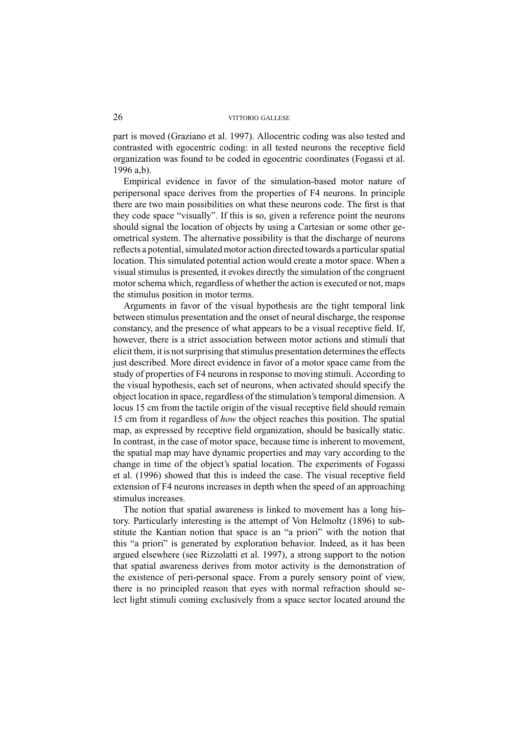part is moved (Graziano et al. 1997). Allocentric coding was also tested and contrasted with egocentric coding: in all tested neurons the receptive field organization was found to be coded in egocentric coordinates (Fogassi et al. 1996 a,b).

Empirical evidence in favor of the simulation-based motor nature of peripersonal space derives from the properties of F4 neurons. In principle there are two main possibilities on what these neurons code. The first is that they code space "visually". If this is so, given a reference point the neurons should signal the location of objects by using a Cartesian or some other geometrical system. The alternative possibility is that the discharge of neurons reflects a potential, simulated motor action directed towards a particular spatial location. This simulated potential action would create a motor space. When a visual stimulus is presented, it evokes directly the simulation of the congruent motor schema which, regardless of whether the action is executed or not, maps the stimulus position in motor terms.

Arguments in favor of the visual hypothesis are the tight temporal link between stimulus presentation and the onset of neural discharge, the response constancy, and the presence of what appears to be a visual receptive field. If, however, there is a strict association between motor actions and stimuli that elicit them, it is not surprising that stimulus presentation determines the effects just described. More direct evidence in favor of a motor space came from the study of properties of F4 neurons in response to moving stimuli. According to the visual hypothesis, each set of neurons, when activated should specify the object location in space, regardless of the stimulation's temporal dimension. A locus 15 cm from the tactile origin of the visual receptive field should remain 15 cm from it regardless of *how* the object reaches this position. The spatial map, as expressed by receptive field organization, should be basically static. In contrast, in the case of motor space, because time is inherent to movement, the spatial map may have dynamic properties and may vary according to the change in time of the object's spatial location. The experiments of Fogassi et al. (1996) showed that this is indeed the case. The visual receptive field extension of F4 neurons increases in depth when the speed of an approaching stimulus increases.

The notion that spatial awareness is linked to movement has a long history. Particularly interesting is the attempt of Von Helmoltz (1896) to substitute the Kantian notion that space is an "a priori" with the notion that this "a priori" is generated by exploration behavior. Indeed, as it has been argued elsewhere (see Rizzolatti et al. 1997), a strong support to the notion that spatial awareness derives from motor activity is the demonstration of the existence of peri-personal space. From a purely sensory point of view, there is no principled reason that eyes with normal refraction should select light stimuli coming exclusively from a space sector located around the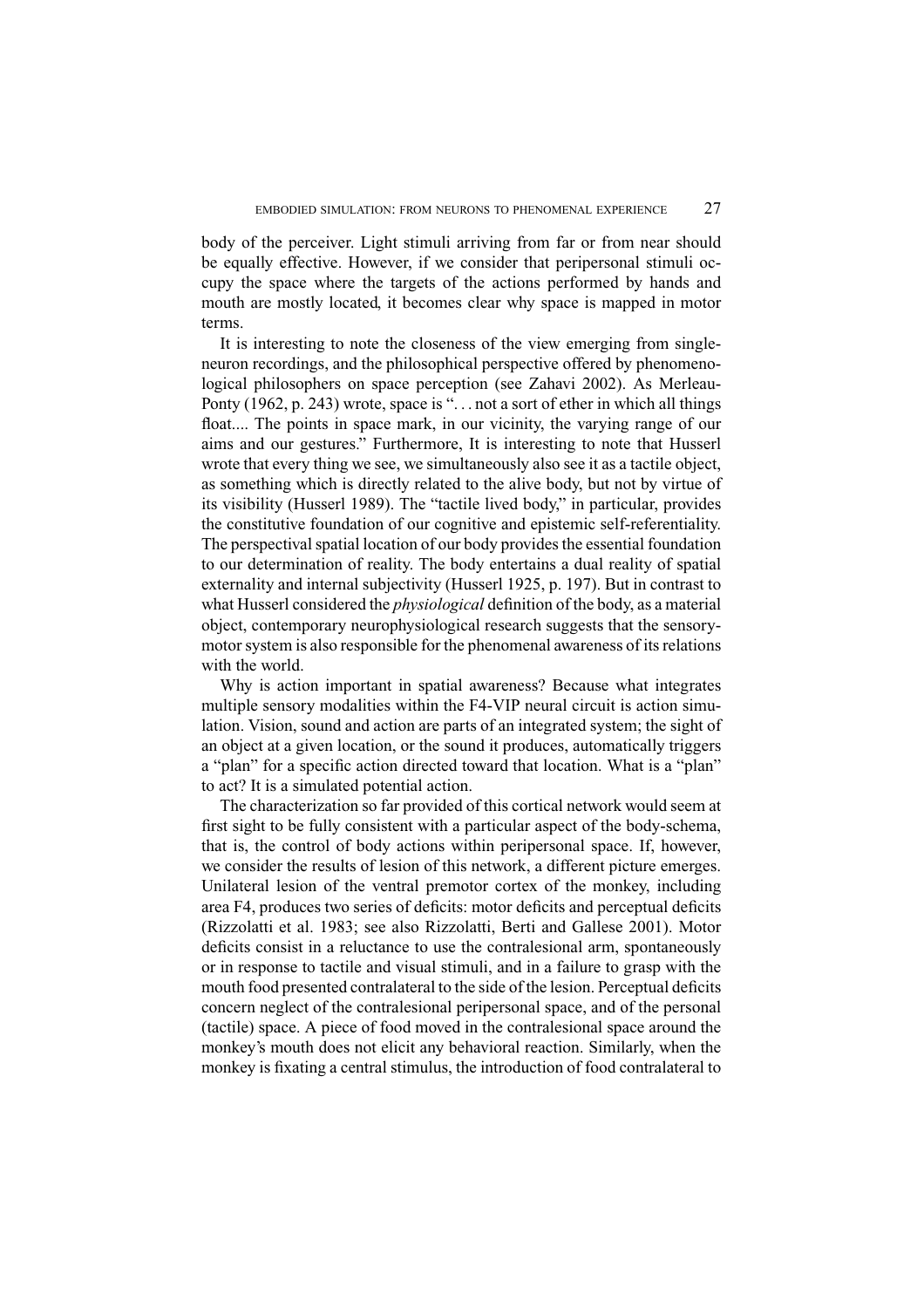body of the perceiver. Light stimuli arriving from far or from near should be equally effective. However, if we consider that peripersonal stimuli occupy the space where the targets of the actions performed by hands and mouth are mostly located, it becomes clear why space is mapped in motor terms.

It is interesting to note the closeness of the view emerging from single-neuron recordings, and the philosophical perspective offered by phenomenological philosophers on space perception (see Zahavi 2002). As Merleau-Ponty (1962, p. 243) wrote, space is ". . . not a sort of ether in which all things float.... The points in space mark, in our vicinity, the varying range of our aims and our gestures." Furthermore, It is interesting to note that Husserl wrote that every thing we see, we simultaneously also see it as a tactile object, as something which is directly related to the alive body, but not by virtue of its visibility (Husserl 1989). The "tactile lived body," in particular, provides the constitutive foundation of our cognitive and epistemic self-referentiality. The perspectival spatial location of our body provides the essential foundation to our determination of reality. The body entertains a dual reality of spatial externality and internal subjectivity (Husserl 1925, p. 197). But in contrast to what Husserl considered the *physiological* definition of the body, as a material object, contemporary neurophysiological research suggests that the sensory-motor system is also responsible for the phenomenal awareness of its relations with the world.

Why is action important in spatial awareness? Because what integrates multiple sensory modalities within the F4-VIP neural circuit is action simulation. Vision, sound and action are parts of an integrated system; the sight of an object at a given location, or the sound it produces, automatically triggers a "plan" for a specific action directed toward that location. What is a "plan" to act? It is a simulated potential action.

The characterization so far provided of this cortical network would seem at first sight to be fully consistent with a particular aspect of the body-schema, that is, the control of body actions within peripersonal space. If, however, we consider the results of lesion of this network, a different picture emerges. Unilateral lesion of the ventral premotor cortex of the monkey, including area F4, produces two series of deficits: motor deficits and perceptual deficits (Rizzolatti et al. 1983; see also Rizzolatti, Berti and Gallese 2001). Motor deficits consist in a reluctance to use the contralesional arm, spontaneously or in response to tactile and visual stimuli, and in a failure to grasp with the mouth food presented contralateral to the side of the lesion. Perceptual deficits concern neglect of the contralesional peripersonal space, and of the personal (tactile) space. A piece of food moved in the contralesional space around the monkey's mouth does not elicit any behavioral reaction. Similarly, when the monkey is fixating a central stimulus, the introduction of food contralateral to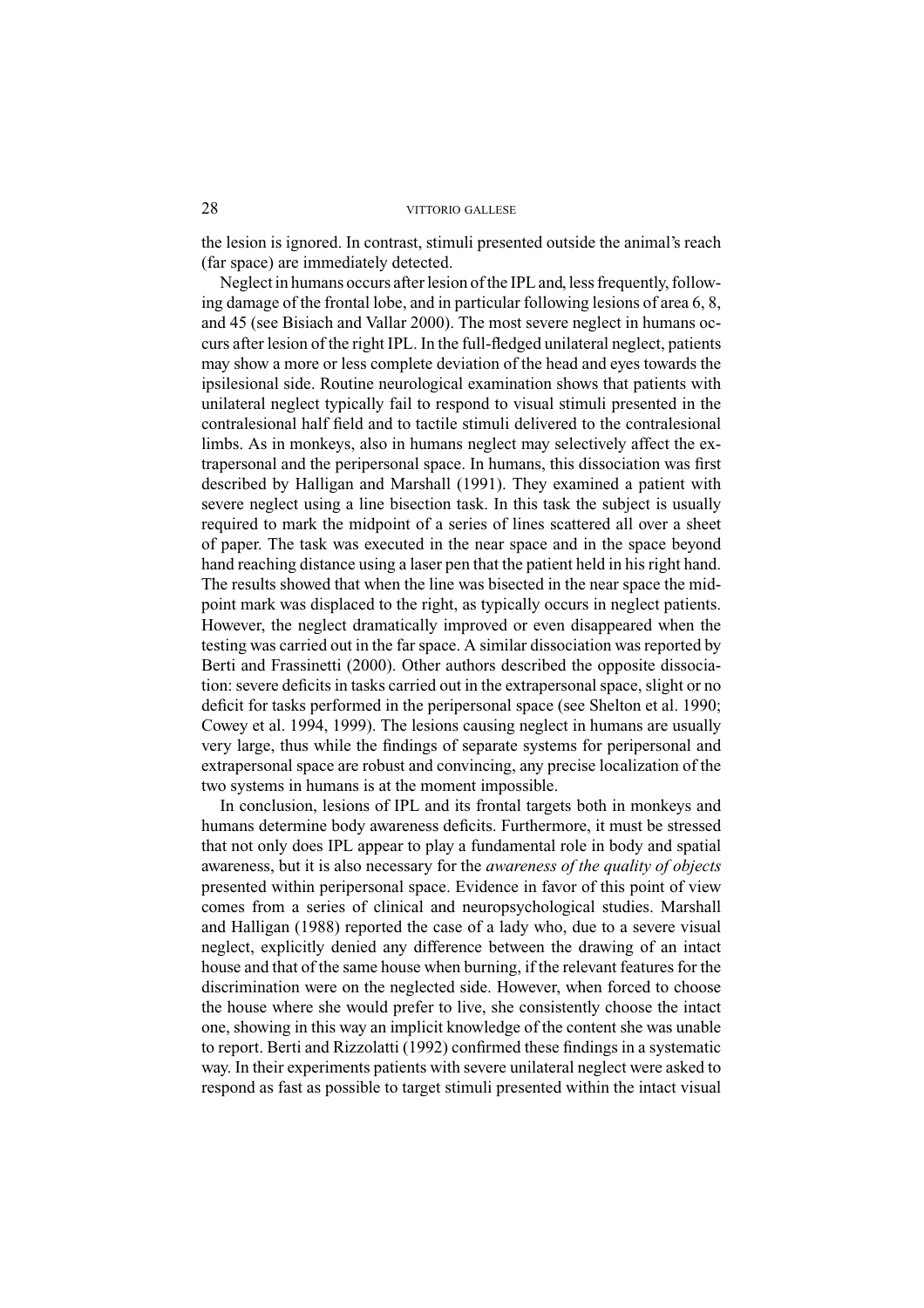the lesion is ignored. In contrast, stimuli presented outside the animal's reach (far space) are immediately detected.

Neglect in humans occurs after lesion of the IPL and, less frequently, following damage of the frontal lobe, and in particular following lesions of area 6, 8, and 45 (see Bisiach and Vallar 2000). The most severe neglect in humans occurs after lesion of the right IPL. In the full-fledged unilateral neglect, patients may show a more or less complete deviation of the head and eyes towards the ipsilesional side. Routine neurological examination shows that patients with unilateral neglect typically fail to respond to visual stimuli presented in the contralesional half field and to tactile stimuli delivered to the contralesional limbs. As in monkeys, also in humans neglect may selectively affect the extrapersonal and the peripersonal space. In humans, this dissociation was first described by Halligan and Marshall (1991). They examined a patient with severe neglect using a line bisection task. In this task the subject is usually required to mark the midpoint of a series of lines scattered all over a sheet of paper. The task was executed in the near space and in the space beyond hand reaching distance using a laser pen that the patient held in his right hand. The results showed that when the line was bisected in the near space the midpoint mark was displaced to the right, as typically occurs in neglect patients. However, the neglect dramatically improved or even disappeared when the testing was carried out in the far space. A similar dissociation was reported by Berti and Frassinetti (2000). Other authors described the opposite dissociation: severe deficits in tasks carried out in the extrapersonal space, slight or no deficit for tasks performed in the peripersonal space (see Shelton et al. 1990; Cowey et al. 1994, 1999). The lesions causing neglect in humans are usually very large, thus while the findings of separate systems for peripersonal and extrapersonal space are robust and convincing, any precise localization of the two systems in humans is at the moment impossible.

In conclusion, lesions of IPL and its frontal targets both in monkeys and humans determine body awareness deficits. Furthermore, it must be stressed that not only does IPL appear to play a fundamental role in body and spatial awareness, but it is also necessary for the *awareness of the quality of objects* presented within peripersonal space. Evidence in favor of this point of view comes from a series of clinical and neuropsychological studies. Marshall and Halligan (1988) reported the case of a lady who, due to a severe visual neglect, explicitly denied any difference between the drawing of an intact house and that of the same house when burning, if the relevant features for the discrimination were on the neglected side. However, when forced to choose the house where she would prefer to live, she consistently choose the intact one, showing in this way an implicit knowledge of the content she was unable to report. Berti and Rizzolatti (1992) confirmed these findings in a systematic way. In their experiments patients with severe unilateral neglect were asked to respond as fast as possible to target stimuli presented within the intact visual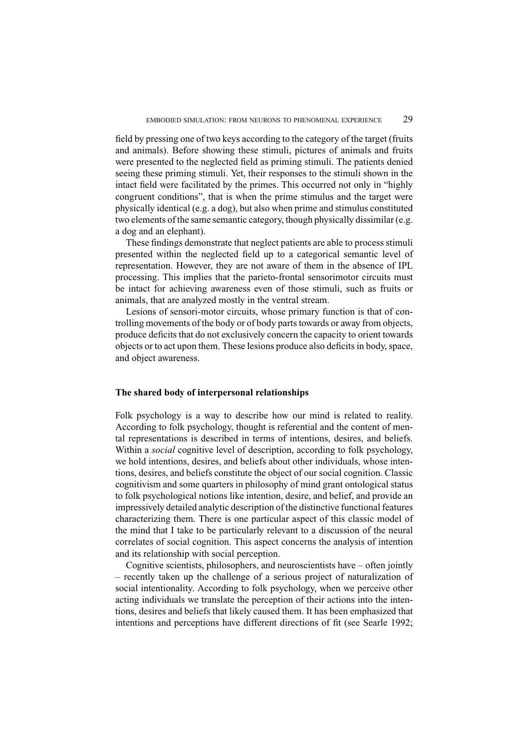field by pressing one of two keys according to the category of the target (fruits and animals). Before showing these stimuli, pictures of animals and fruits were presented to the neglected field as priming stimuli. The patients denied seeing these priming stimuli. Yet, their responses to the stimuli shown in the intact field were facilitated by the primes. This occurred not only in "highly congruent conditions", that is when the prime stimulus and the target were physically identical (e.g. a dog), but also when prime and stimulus constituted two elements of the same semantic category, though physically dissimilar (e.g. a dog and an elephant).

These findings demonstrate that neglect patients are able to process stimuli presented within the neglected field up to a categorical semantic level of representation. However, they are not aware of them in the absence of IPL processing. This implies that the parieto-frontal sensorimotor circuits must be intact for achieving awareness even of those stimuli, such as fruits or animals, that are analyzed mostly in the ventral stream.

Lesions of sensori-motor circuits, whose primary function is that of controlling movements of the body or of body parts towards or away from objects, produce deficits that do not exclusively concern the capacity to orient towards objects or to act upon them. These lesions produce also deficits in body, space, and object awareness.

## The shared body of interpersonal relationships

Folk psychology is a way to describe how our mind is related to reality. According to folk psychology, thought is referential and the content of mental representations is described in terms of intentions, desires, and beliefs. Within a *social* cognitive level of description, according to folk psychology, we hold intentions, desires, and beliefs about other individuals, whose intentions, desires, and beliefs constitute the object of our social cognition. Classic cognitivism and some quarters in philosophy of mind grant ontological status to folk psychological notions like intention, desire, and belief, and provide an impressively detailed analytic description of the distinctive functional features characterizing them. There is one particular aspect of this classic model of the mind that I take to be particularly relevant to a discussion of the neural correlates of social cognition. This aspect concerns the analysis of intention and its relationship with social perception.

Cognitive scientists, philosophers, and neuroscientists have – often jointly – recently taken up the challenge of a serious project of naturalization of social intentionality. According to folk psychology, when we perceive other acting individuals we translate the perception of their actions into the intentions, desires and beliefs that likely caused them. It has been emphasized that intentions and perceptions have different directions of fit (see Searle 1992;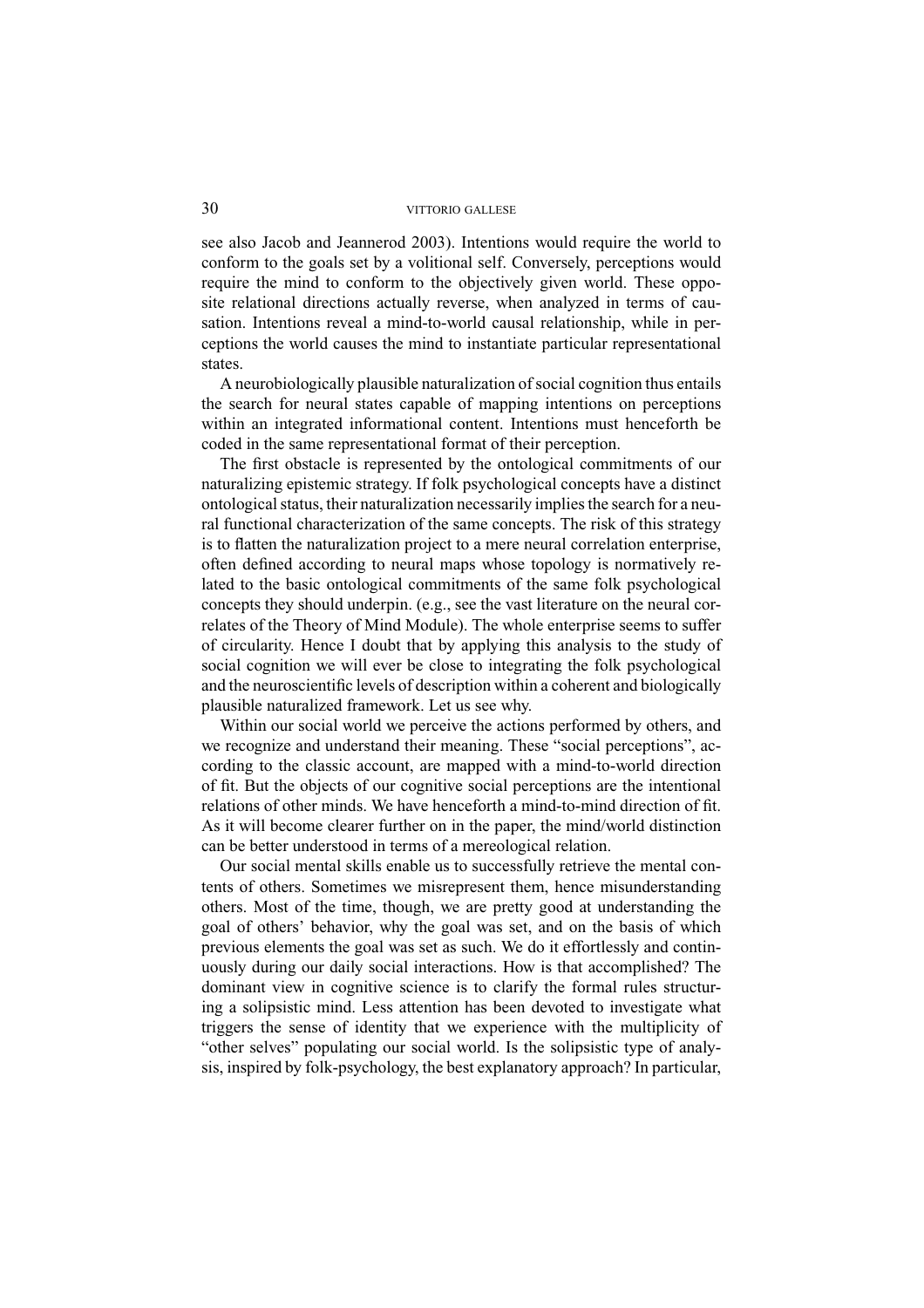see also Jacob and Jeannerod 2003). Intentions would require the world to conform to the goals set by a volitional self. Conversely, perceptions would require the mind to conform to the objectively given world. These opposite relational directions actually reverse, when analyzed in terms of causation. Intentions reveal a mind-to-world causal relationship, while in perceptions the world causes the mind to instantiate particular representational states.

A neurobiologically plausible naturalization of social cognition thus entails the search for neural states capable of mapping intentions on perceptions within an integrated informational content. Intentions must henceforth be coded in the same representational format of their perception.

The first obstacle is represented by the ontological commitments of our naturalizing epistemic strategy. If folk psychological concepts have a distinct ontological status, their naturalization necessarily implies the search for a neural functional characterization of the same concepts. The risk of this strategy is to flatten the naturalization project to a mere neural correlation enterprise, often defined according to neural maps whose topology is normatively related to the basic ontological commitments of the same folk psychological concepts they should underpin. (e.g., see the vast literature on the neural correlates of the Theory of Mind Module). The whole enterprise seems to suffer of circularity. Hence I doubt that by applying this analysis to the study of social cognition we will ever be close to integrating the folk psychological and the neuroscientific levels of description within a coherent and biologically plausible naturalized framework. Let us see why.

Within our social world we perceive the actions performed by others, and we recognize and understand their meaning. These "social perceptions", according to the classic account, are mapped with a mind-to-world direction of fit. But the objects of our cognitive social perceptions are the intentional relations of other minds. We have henceforth a mind-to-mind direction of fit. As it will become clearer further on in the paper, the mind/world distinction can be better understood in terms of a mereological relation.

Our social mental skills enable us to successfully retrieve the mental contents of others. Sometimes we misrepresent them, hence misunderstanding others. Most of the time, though, we are pretty good at understanding the goal of others' behavior, why the goal was set, and on the basis of which previous elements the goal was set as such. We do it effortlessly and continuously during our daily social interactions. How is that accomplished? The dominant view in cognitive science is to clarify the formal rules structuring a solipsistic mind. Less attention has been devoted to investigate what triggers the sense of identity that we experience with the multiplicity of "other selves" populating our social world. Is the solipsistic type of analysis, inspired by folk-psychology, the best explanatory approach? In particular,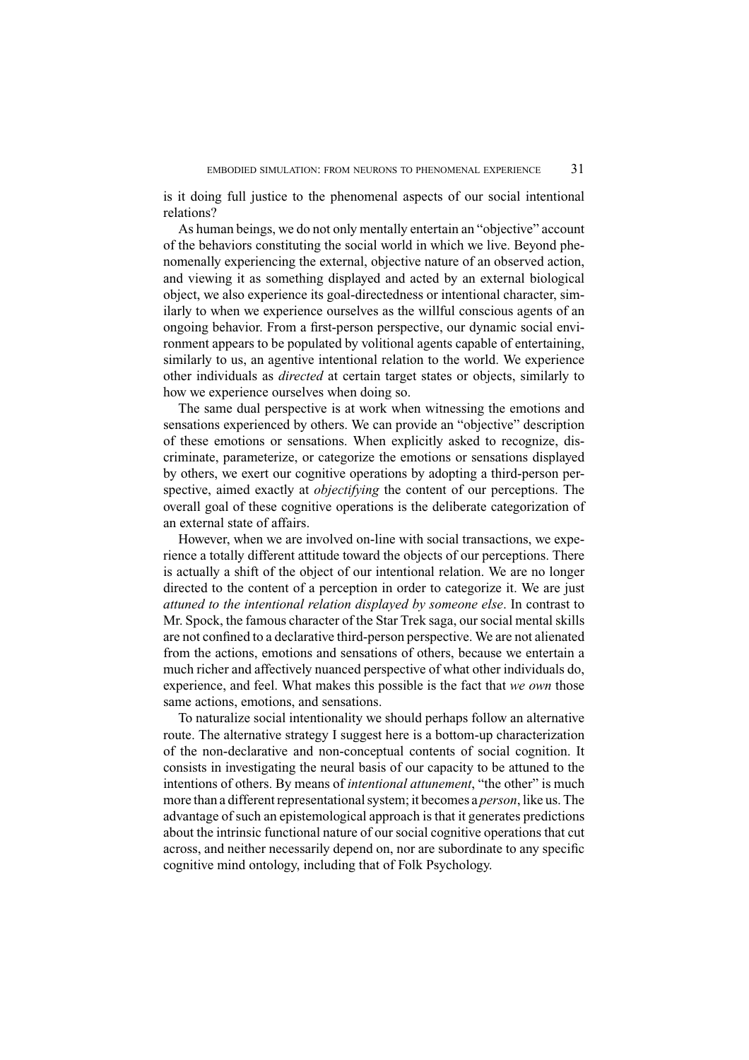is it doing full justice to the phenomenal aspects of our social intentional relations?

As human beings, we do not only mentally entertain an "objective" account of the behaviors constituting the social world in which we live. Beyond phenomenally experiencing the external, objective nature of an observed action, and viewing it as something displayed and acted by an external biological object, we also experience its goal-directedness or intentional character, similarly to when we experience ourselves as the willful conscious agents of an ongoing behavior. From a first-person perspective, our dynamic social environment appears to be populated by volitional agents capable of entertaining, similarly to us, an agentive intentional relation to the world. We experience other individuals as *directed* at certain target states or objects, similarly to how we experience ourselves when doing so.

The same dual perspective is at work when witnessing the emotions and sensations experienced by others. We can provide an "objective" description of these emotions or sensations. When explicitly asked to recognize, discriminate, parameterize, or categorize the emotions or sensations displayed by others, we exert our cognitive operations by adopting a third-person perspective, aimed exactly at *objectifying* the content of our perceptions. The overall goal of these cognitive operations is the deliberate categorization of an external state of affairs.

However, when we are involved on-line with social transactions, we experience a totally different attitude toward the objects of our perceptions. There is actually a shift of the object of our intentional relation. We are no longer directed to the content of a perception in order to categorize it. We are just *attuned to the intentional relation displayed by someone else*. In contrast to Mr. Spock, the famous character of the Star Trek saga, our social mental skills are not confined to a declarative third-person perspective. We are not alienated from the actions, emotions and sensations of others, because we entertain a much richer and affectively nuanced perspective of what other individuals do, experience, and feel. What makes this possible is the fact that *we own* those same actions, emotions, and sensations.

To naturalize social intentionality we should perhaps follow an alternative route. The alternative strategy I suggest here is a bottom-up characterization of the non-declarative and non-conceptual contents of social cognition. It consists in investigating the neural basis of our capacity to be attuned to the intentions of others. By means of *intentional attunement*, "the other" is much more than a different representational system; it becomes a *person*, like us. The advantage of such an epistemological approach is that it generates predictions about the intrinsic functional nature of our social cognitive operations that cut across, and neither necessarily depend on, nor are subordinate to any specific cognitive mind ontology, including that of Folk Psychology.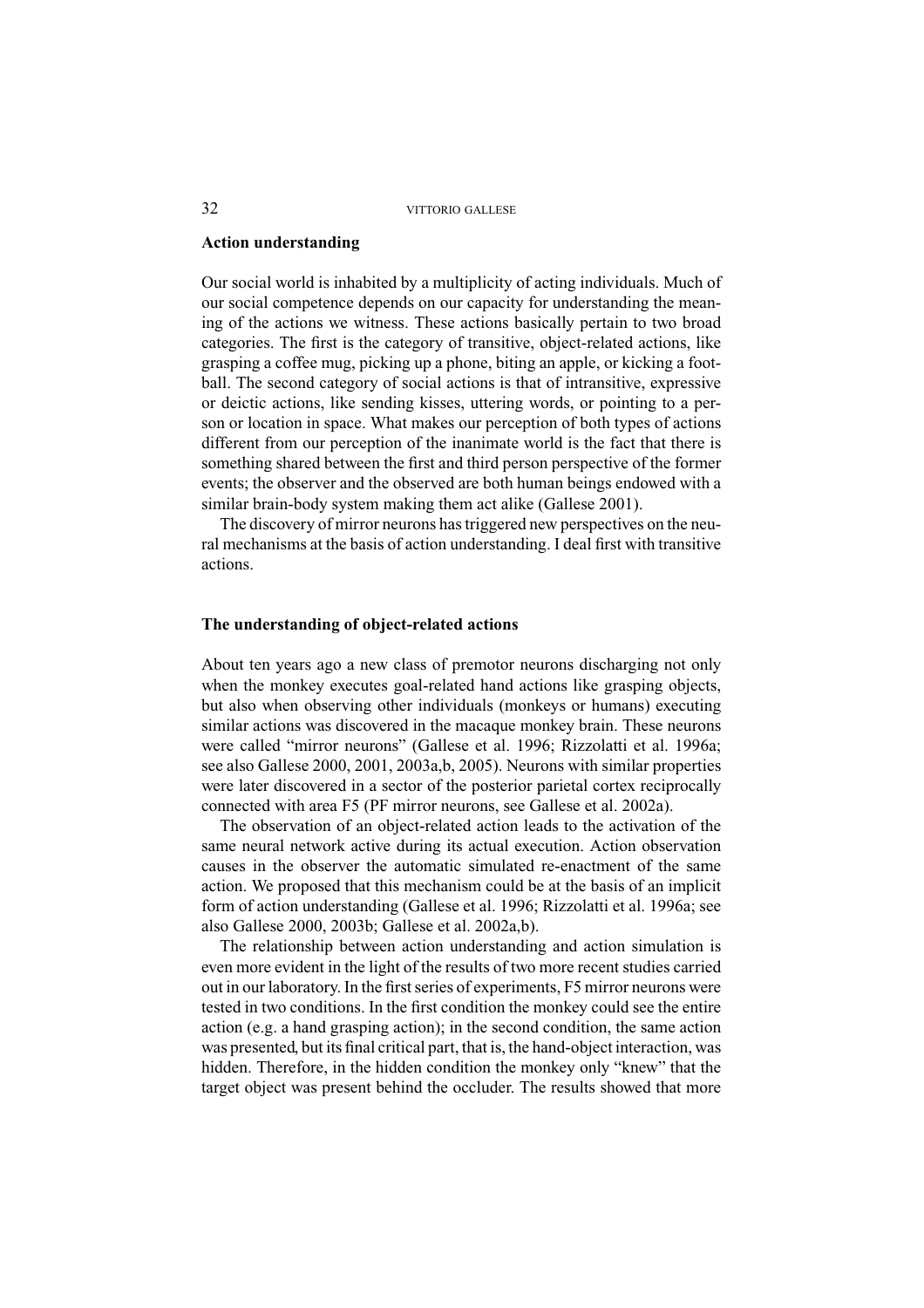**Action understanding**

Our social world is inhabited by a multiplicity of acting individuals. Much of our social competence depends on our capacity for understanding the meaning of the actions we witness. These actions basically pertain to two broad categories. The first is the category of transitive, object-related actions, like grasping a coffee mug, picking up a phone, biting an apple, or kicking a football. The second category of social actions is that of intransitive, expressive or deictic actions, like sending kisses, uttering words, or pointing to a person or location in space. What makes our perception of both types of actions different from our perception of the inanimate world is the fact that there is something shared between the first and third person perspective of the former events; the observer and the observed are both human beings endowed with a similar brain-body system making them act alike (Gallese 2001).

The discovery of mirror neurons has triggered new perspectives on the neural mechanisms at the basis of action understanding. I deal first with transitive actions.

**The understanding of object-related actions**

About ten years ago a new class of premotor neurons discharging not only when the monkey executes goal-related hand actions like grasping objects, but also when observing other individuals (monkeys or humans) executing similar actions was discovered in the macaque monkey brain. These neurons were called "mirror neurons" (Gallese et al. 1996; Rizzolatti et al. 1996a; see also Gallese 2000, 2001, 2003a,b, 2005). Neurons with similar properties were later discovered in a sector of the posterior parietal cortex reciprocally connected with area F5 (PF mirror neurons, see Gallese et al. 2002a).

The observation of an object-related action leads to the activation of the same neural network active during its actual execution. Action observation causes in the observer the automatic simulated re-enactment of the same action. We proposed that this mechanism could be at the basis of an implicit form of action understanding (Gallese et al. 1996; Rizzolatti et al. 1996a; see also Gallese 2000, 2003b; Gallese et al. 2002a,b).

The relationship between action understanding and action simulation is even more evident in the light of the results of two more recent studies carried out in our laboratory. In the first series of experiments, F5 mirror neurons were tested in two conditions. In the first condition the monkey could see the entire action (e.g. a hand grasping action); in the second condition, the same action was presented, but its final critical part, that is, the hand-object interaction, was hidden. Therefore, in the hidden condition the monkey only "knew" that the target object was present behind the occluder. The results showed that more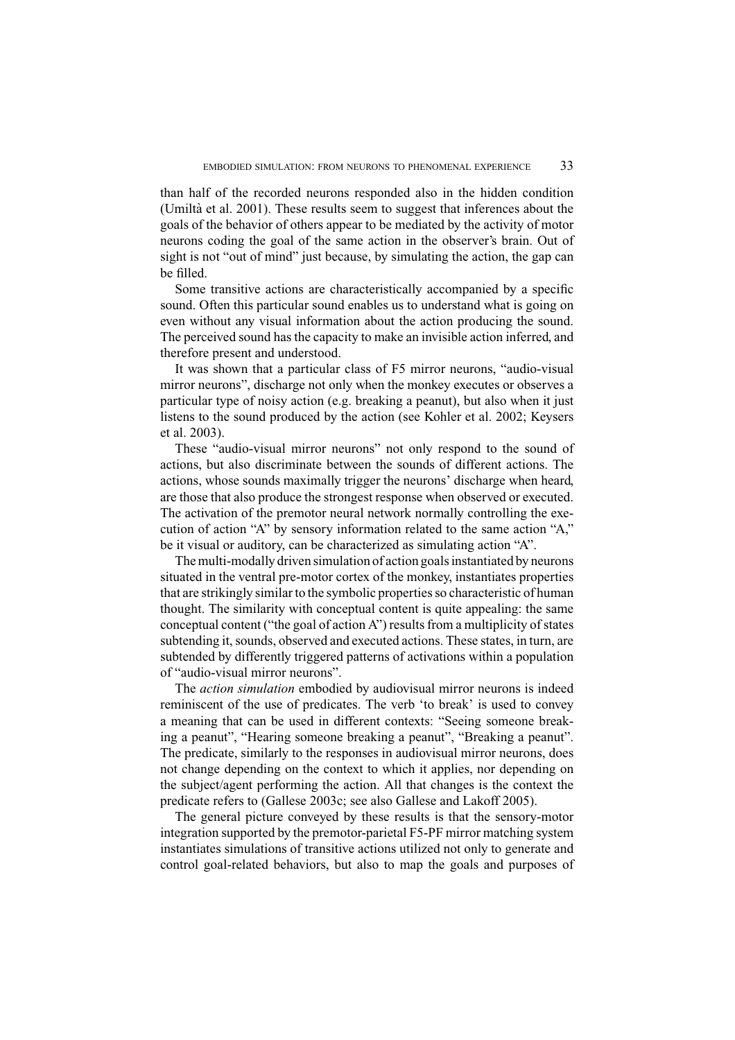than half of the recorded neurons responded also in the hidden condition (Umiltà et al. 2001). These results seem to suggest that inferences about the goals of the behavior of others appear to be mediated by the activity of motor neurons coding the goal of the same action in the observer's brain. Out of sight is not "out of mind" just because, by simulating the action, the gap can be filled.

Some transitive actions are characteristically accompanied by a specific sound. Often this particular sound enables us to understand what is going on even without any visual information about the action producing the sound. The perceived sound has the capacity to make an invisible action inferred, and therefore present and understood.

It was shown that a particular class of F5 mirror neurons, "audio-visual mirror neurons", discharge not only when the monkey executes or observes a particular type of noisy action (e.g. breaking a peanut), but also when it just listens to the sound produced by the action (see Kohler et al. 2002; Keysers et al. 2003).

These "audio-visual mirror neurons" not only respond to the sound of actions, but also discriminate between the sounds of different actions. The actions, whose sounds maximally trigger the neurons' discharge when heard, are those that also produce the strongest response when observed or executed. The activation of the premotor neural network normally controlling the execution of action "A" by sensory information related to the same action "A," be it visual or auditory, can be characterized as simulating action "A".

The multi-modally driven simulation of action goals instantiated by neurons situated in the ventral pre-motor cortex of the monkey, instantiates properties that are strikingly similar to the symbolic properties so characteristic of human thought. The similarity with conceptual content is quite appealing: the same conceptual content ("the goal of action A") results from a multiplicity of states subtending it, sounds, observed and executed actions. These states, in turn, are subtended by differently triggered patterns of activations within a population of "audio-visual mirror neurons".

The *action simulation* embodied by audiovisual mirror neurons is indeed reminiscent of the use of predicates. The verb 'to break' is used to convey a meaning that can be used in different contexts: "Seeing someone breaking a peanut", "Hearing someone breaking a peanut", "Breaking a peanut". The predicate, similarly to the responses in audiovisual mirror neurons, does not change depending on the context to which it applies, nor depending on the subject/agent performing the action. All that changes is the context the predicate refers to (Gallese 2003c; see also Gallese and Lakoff 2005).

The general picture conveyed by these results is that the sensory-motor integration supported by the premotor-parietal F5-PF mirror matching system instantiates simulations of transitive actions utilized not only to generate and control goal-related behaviors, but also to map the goals and purposes of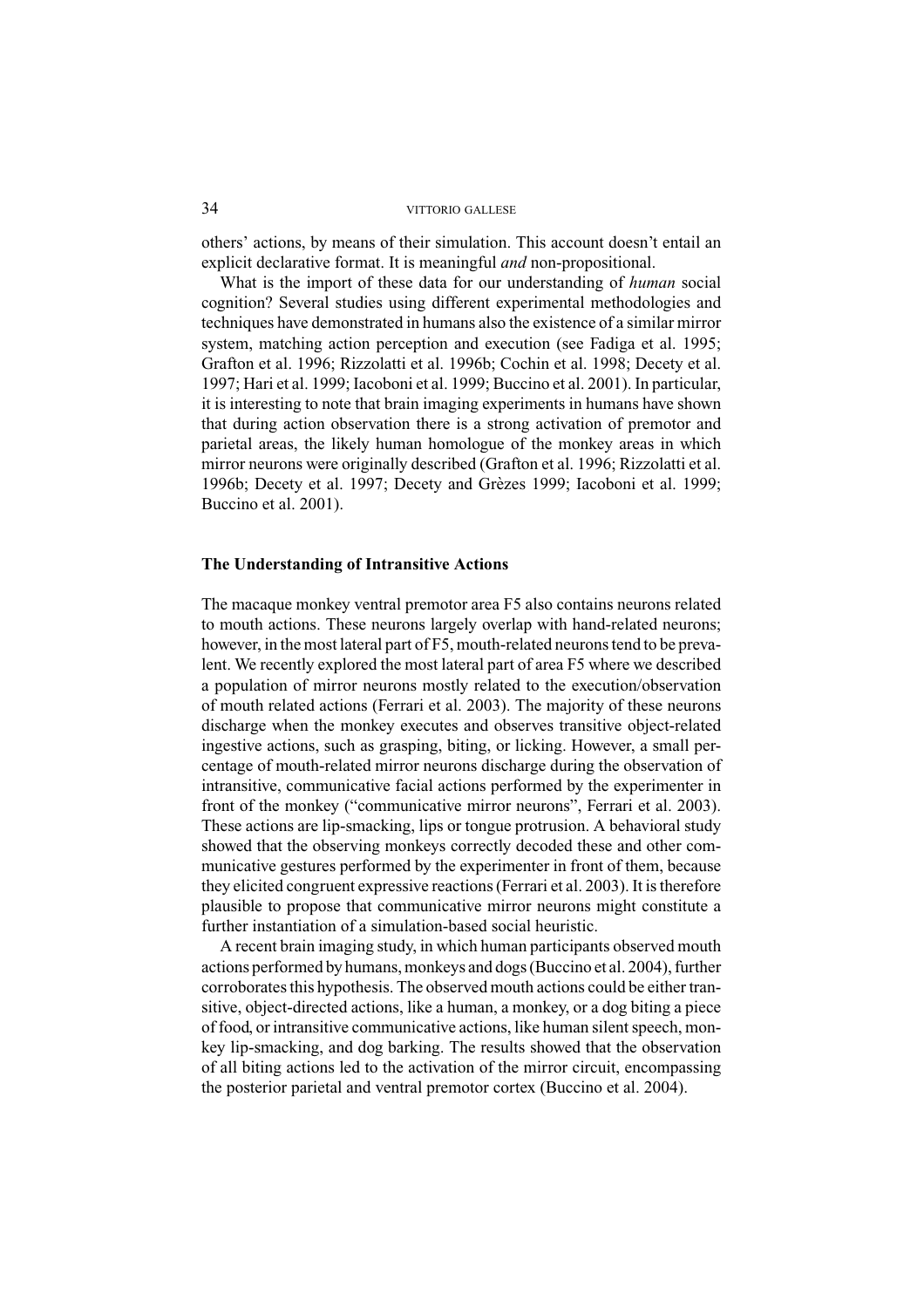others' actions, by means of their simulation. This account doesn't entail an explicit declarative format. It is meaningful *and* non-propositional.

What is the import of these data for our understanding of *human* social cognition? Several studies using different experimental methodologies and techniques have demonstrated in humans also the existence of a similar mirror system, matching action perception and execution (see Fadiga et al. 1995; Grafton et al. 1996; Rizzolatti et al. 1996b; Cochin et al. 1998; Decety et al. 1997; Hari et al. 1999; Iacoboni et al. 1999; Buccino et al. 2001). In particular, it is interesting to note that brain imaging experiments in humans have shown that during action observation there is a strong activation of premotor and parietal areas, the likely human homologue of the monkey areas in which mirror neurons were originally described (Grafton et al. 1996; Rizzolatti et al. 1996b; Decety et al. 1997; Decety and Grèzes 1999; Iacoboni et al. 1999; Buccino et al. 2001).

## The Understanding of Intransitive Actions

The macaque monkey ventral premotor area F5 also contains neurons related to mouth actions. These neurons largely overlap with hand-related neurons; however, in the most lateral part of F5, mouth-related neurons tend to be prevalent. We recently explored the most lateral part of area F5 where we described a population of mirror neurons mostly related to the execution/observation of mouth related actions (Ferrari et al. 2003). The majority of these neurons discharge when the monkey executes and observes transitive object-related ingestive actions, such as grasping, biting, or licking. However, a small percentage of mouth-related mirror neurons discharge during the observation of intransitive, communicative facial actions performed by the experimenter in front of the monkey ("communicative mirror neurons", Ferrari et al. 2003). These actions are lip-smacking, lips or tongue protrusion. A behavioral study showed that the observing monkeys correctly decoded these and other communicative gestures performed by the experimenter in front of them, because they elicited congruent expressive reactions (Ferrari et al. 2003). It is therefore plausible to propose that communicative mirror neurons might constitute a further instantiation of a simulation-based social heuristic.

A recent brain imaging study, in which human participants observed mouth actions performed by humans, monkeys and dogs (Buccino et al. 2004), further corroborates this hypothesis. The observed mouth actions could be either transitive, object-directed actions, like a human, a monkey, or a dog biting a piece of food, or intransitive communicative actions, like human silent speech, monkey lip-smacking, and dog barking. The results showed that the observation of all biting actions led to the activation of the mirror circuit, encompassing the posterior parietal and ventral premotor cortex (Buccino et al. 2004).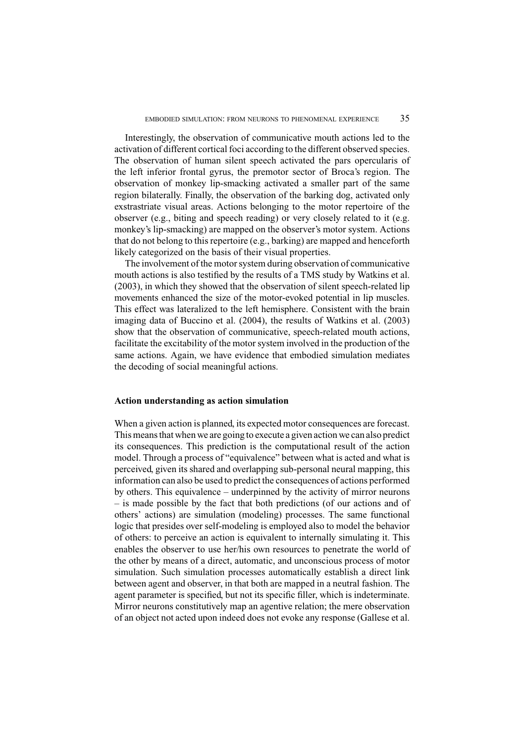Interestingly, the observation of communicative mouth actions led to the activation of different cortical foci according to the different observed species. The observation of human silent speech activated the pars opercularis of the left inferior frontal gyrus, the premotor sector of Broca's region. The observation of monkey lip-smacking activated a smaller part of the same region bilaterally. Finally, the observation of the barking dog, activated only exstrastriate visual areas. Actions belonging to the motor repertoire of the observer (e.g., biting and speech reading) or very closely related to it (e.g. monkey's lip-smacking) are mapped on the observer's motor system. Actions that do not belong to this repertoire (e.g., barking) are mapped and henceforth likely categorized on the basis of their visual properties.

The involvement of the motor system during observation of communicative mouth actions is also testified by the results of a TMS study by Watkins et al. (2003), in which they showed that the observation of silent speech-related lip movements enhanced the size of the motor-evoked potential in lip muscles. This effect was lateralized to the left hemisphere. Consistent with the brain imaging data of Buccino et al. (2004), the results of Watkins et al. (2003) show that the observation of communicative, speech-related mouth actions, facilitate the excitability of the motor system involved in the production of the same actions. Again, we have evidence that embodied simulation mediates the decoding of social meaningful actions.

### Action understanding as action simulation

When a given action is planned, its expected motor consequences are forecast. This means that when we are going to execute a given action we can also predict its consequences. This prediction is the computational result of the action model. Through a process of "equivalence" between what is acted and what is perceived, given its shared and overlapping sub-personal neural mapping, this information can also be used to predict the consequences of actions performed by others. This equivalence – underpinned by the activity of mirror neurons – is made possible by the fact that both predictions (of our actions and of others' actions) are simulation (modeling) processes. The same functional logic that presides over self-modeling is employed also to model the behavior of others: to perceive an action is equivalent to internally simulating it. This enables the observer to use her/his own resources to penetrate the world of the other by means of a direct, automatic, and unconscious process of motor simulation. Such simulation processes automatically establish a direct link between agent and observer, in that both are mapped in a neutral fashion. The agent parameter is specified, but not its specific filler, which is indeterminate. Mirror neurons constitutively map an agentive relation; the mere observation of an object not acted upon indeed does not evoke any response (Gallese et al.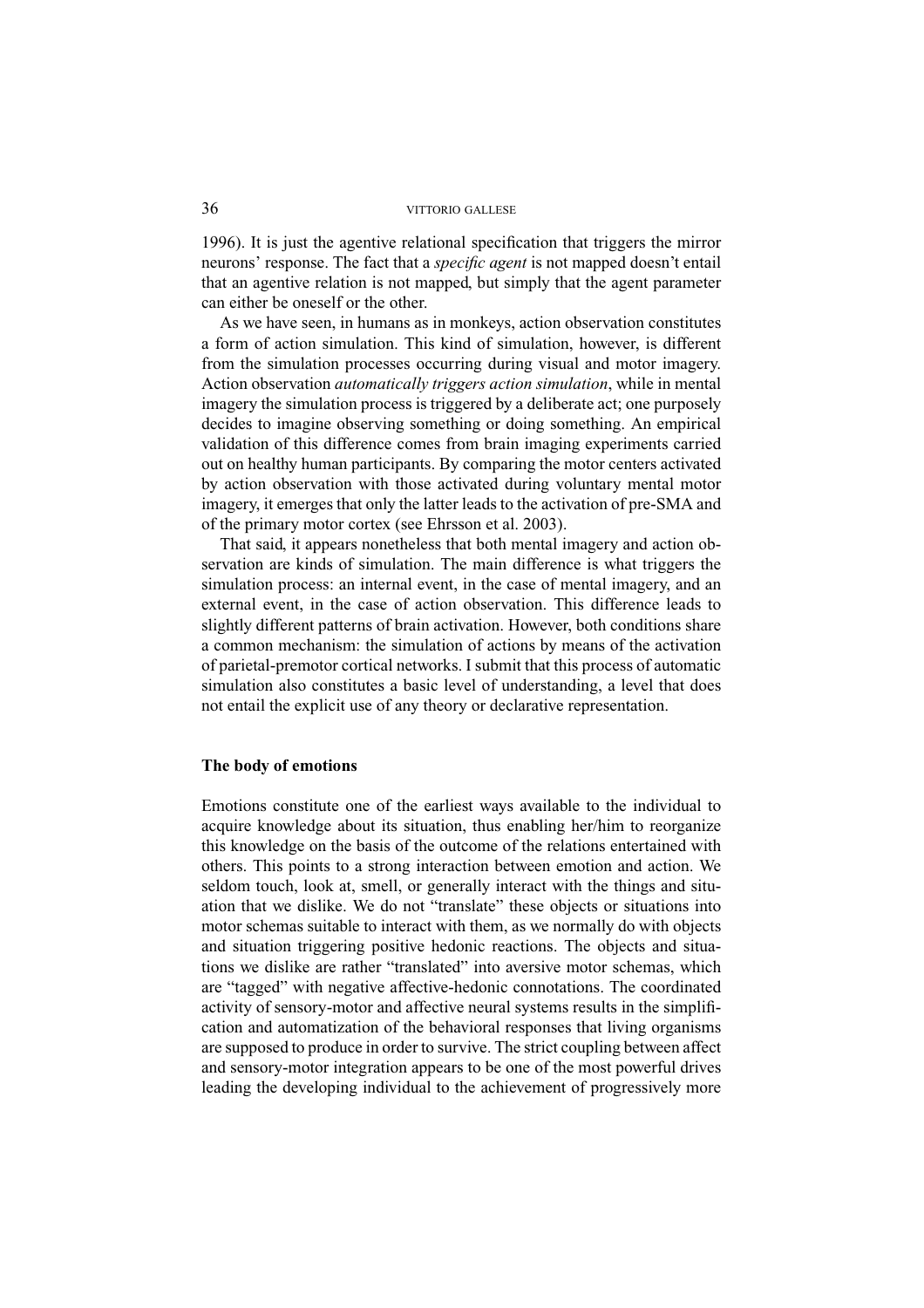1996). It is just the agentive relational specification that triggers the mirror neurons' response. The fact that a *specific agent* is not mapped doesn't entail that an agentive relation is not mapped, but simply that the agent parameter can either be oneself or the other.

As we have seen, in humans as in monkeys, action observation constitutes a form of action simulation. This kind of simulation, however, is different from the simulation processes occurring during visual and motor imagery. Action observation *automatically triggers action simulation*, while in mental imagery the simulation process is triggered by a deliberate act; one purposely decides to imagine observing something or doing something. An empirical validation of this difference comes from brain imaging experiments carried out on healthy human participants. By comparing the motor centers activated by action observation with those activated during voluntary mental motor imagery, it emerges that only the latter leads to the activation of pre-SMA and of the primary motor cortex (see Ehrsson et al. 2003).

That said, it appears nonetheless that both mental imagery and action observation are kinds of simulation. The main difference is what triggers the simulation process: an internal event, in the case of mental imagery, and an external event, in the case of action observation. This difference leads to slightly different patterns of brain activation. However, both conditions share a common mechanism: the simulation of actions by means of the activation of parietal-premotor cortical networks. I submit that this process of automatic simulation also constitutes a basic level of understanding, a level that does not entail the explicit use of any theory or declarative representation.

## The body of emotions

Emotions constitute one of the earliest ways available to the individual to acquire knowledge about its situation, thus enabling her/him to reorganize this knowledge on the basis of the outcome of the relations entertained with others. This points to a strong interaction between emotion and action. We seldom touch, look at, smell, or generally interact with the things and situation that we dislike. We do not "translate" these objects or situations into motor schemas suitable to interact with them, as we normally do with objects and situation triggering positive hedonic reactions. The objects and situations we dislike are rather "translated" into aversive motor schemas, which are "tagged" with negative affective-hedonic connotations. The coordinated activity of sensory-motor and affective neural systems results in the simplification and automatization of the behavioral responses that living organisms are supposed to produce in order to survive. The strict coupling between affect and sensory-motor integration appears to be one of the most powerful drives leading the developing individual to the achievement of progressively more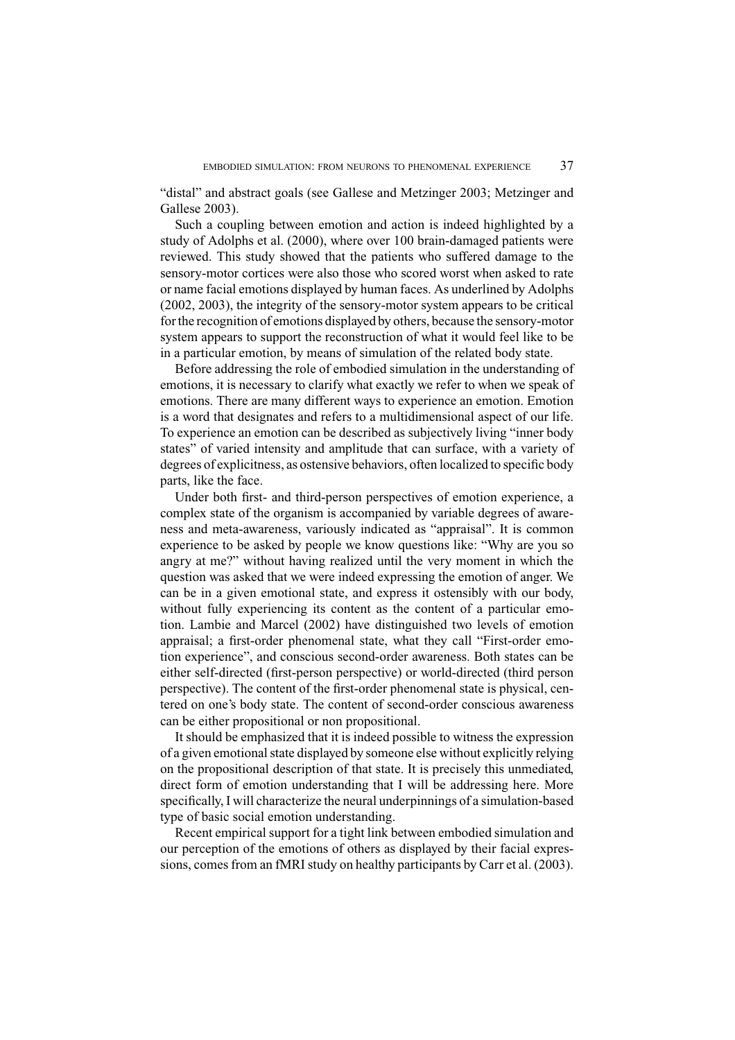"distal" and abstract goals (see Gallese and Metzinger 2003; Metzinger and Gallese 2003).

Such a coupling between emotion and action is indeed highlighted by a study of Adolphs et al. (2000), where over 100 brain-damaged patients were reviewed. This study showed that the patients who suffered damage to the sensory-motor cortices were also those who scored worst when asked to rate or name facial emotions displayed by human faces. As underlined by Adolphs (2002, 2003), the integrity of the sensory-motor system appears to be critical for the recognition of emotions displayed by others, because the sensory-motor system appears to support the reconstruction of what it would feel like to be in a particular emotion, by means of simulation of the related body state.

Before addressing the role of embodied simulation in the understanding of emotions, it is necessary to clarify what exactly we refer to when we speak of emotions. There are many different ways to experience an emotion. Emotion is a word that designates and refers to a multidimensional aspect of our life. To experience an emotion can be described as subjectively living "inner body states" of varied intensity and amplitude that can surface, with a variety of degrees of explicitness, as ostensive behaviors, often localized to specific body parts, like the face.

Under both first- and third-person perspectives of emotion experience, a complex state of the organism is accompanied by variable degrees of awareness and meta-awareness, variously indicated as "appraisal". It is common experience to be asked by people we know questions like: "Why are you so angry at me?" without having realized until the very moment in which the question was asked that we were indeed expressing the emotion of anger. We can be in a given emotional state, and express it ostensibly with our body, without fully experiencing its content as the content of a particular emotion. Lambie and Marcel (2002) have distinguished two levels of emotion appraisal; a first-order phenomenal state, what they call "First-order emotion experience", and conscious second-order awareness. Both states can be either self-directed (first-person perspective) or world-directed (third person perspective). The content of the first-order phenomenal state is physical, centered on one's body state. The content of second-order conscious awareness can be either propositional or non propositional.

It should be emphasized that it is indeed possible to witness the expression of a given emotional state displayed by someone else without explicitly relying on the propositional description of that state. It is precisely this unmediated, direct form of emotion understanding that I will be addressing here. More specifically, I will characterize the neural underpinnings of a simulation-based type of basic social emotion understanding.

Recent empirical support for a tight link between embodied simulation and our perception of the emotions of others as displayed by their facial expressions, comes from an fMRI study on healthy participants by Carr et al. (2003).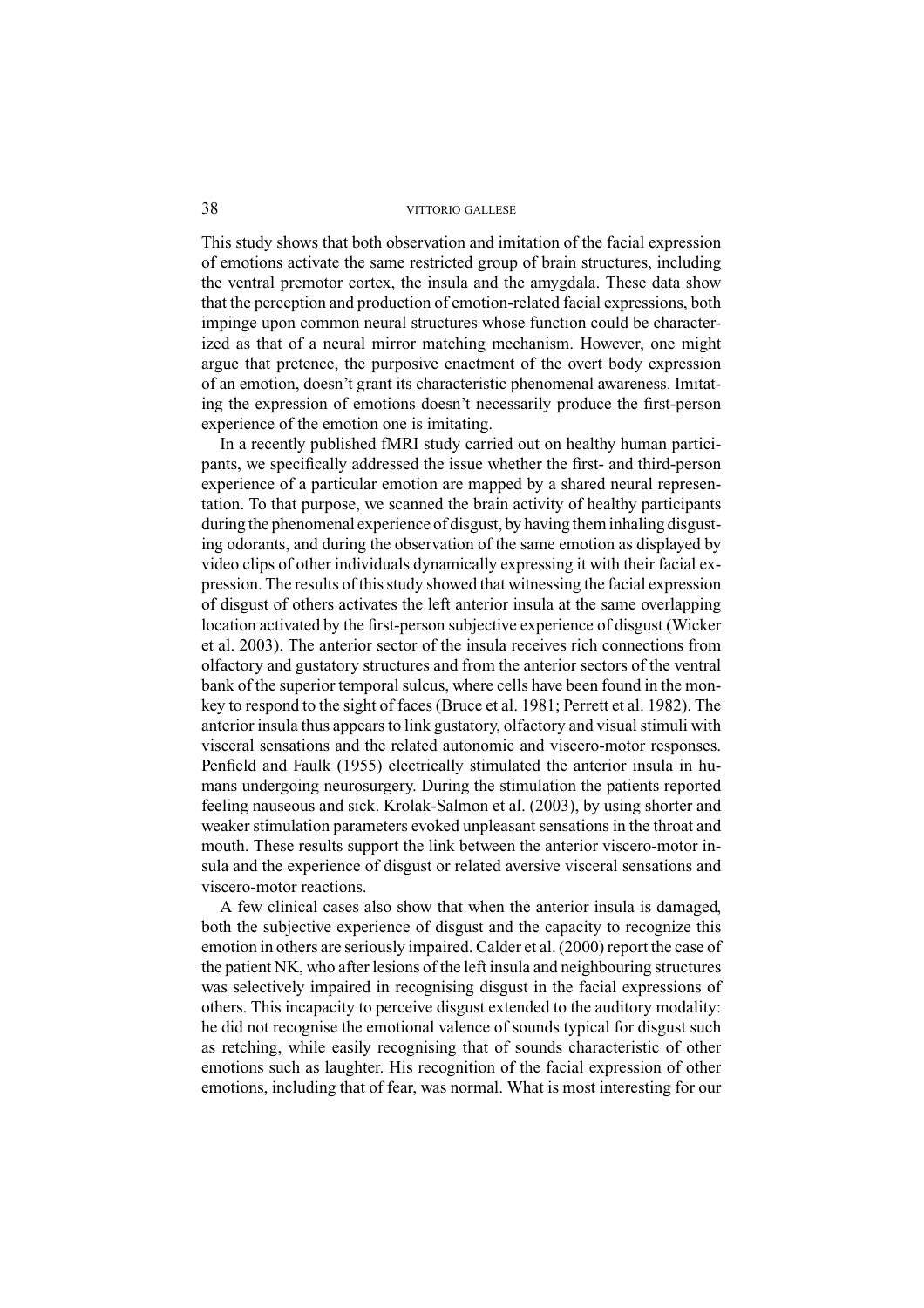This study shows that both observation and imitation of the facial expression of emotions activate the same restricted group of brain structures, including the ventral premotor cortex, the insula and the amygdala. These data show that the perception and production of emotion-related facial expressions, both impinge upon common neural structures whose function could be characterized as that of a neural mirror matching mechanism. However, one might argue that pretence, the purposive enactment of the overt body expression of an emotion, doesn't grant its characteristic phenomenal awareness. Imitating the expression of emotions doesn't necessarily produce the first-person experience of the emotion one is imitating.

In a recently published fMRI study carried out on healthy human participants, we specifically addressed the issue whether the first- and third-person experience of a particular emotion are mapped by a shared neural representation. To that purpose, we scanned the brain activity of healthy participants during the phenomenal experience of disgust, by having them inhaling disgusting odorants, and during the observation of the same emotion as displayed by video clips of other individuals dynamically expressing it with their facial expression. The results of this study showed that witnessing the facial expression of disgust of others activates the left anterior insula at the same overlapping location activated by the first-person subjective experience of disgust (Wicker et al. 2003). The anterior sector of the insula receives rich connections from olfactory and gustatory structures and from the anterior sectors of the ventral bank of the superior temporal sulcus, where cells have been found in the monkey to respond to the sight of faces (Bruce et al. 1981; Perrett et al. 1982). The anterior insula thus appears to link gustatory, olfactory and visual stimuli with visceral sensations and the related autonomic and viscero-motor responses. Penfield and Faulk (1955) electrically stimulated the anterior insula in humans undergoing neurosurgery. During the stimulation the patients reported feeling nauseous and sick. Krolak-Salmon et al. (2003), by using shorter and weaker stimulation parameters evoked unpleasant sensations in the throat and mouth. These results support the link between the anterior viscero-motor insula and the experience of disgust or related aversive visceral sensations and viscero-motor reactions.

A few clinical cases also show that when the anterior insula is damaged, both the subjective experience of disgust and the capacity to recognize this emotion in others are seriously impaired. Calder et al. (2000) report the case of the patient NK, who after lesions of the left insula and neighbouring structures was selectively impaired in recognising disgust in the facial expressions of others. This incapacity to perceive disgust extended to the auditory modality: he did not recognise the emotional valence of sounds typical for disgust such as retching, while easily recognising that of sounds characteristic of other emotions such as laughter. His recognition of the facial expression of other emotions, including that of fear, was normal. What is most interesting for our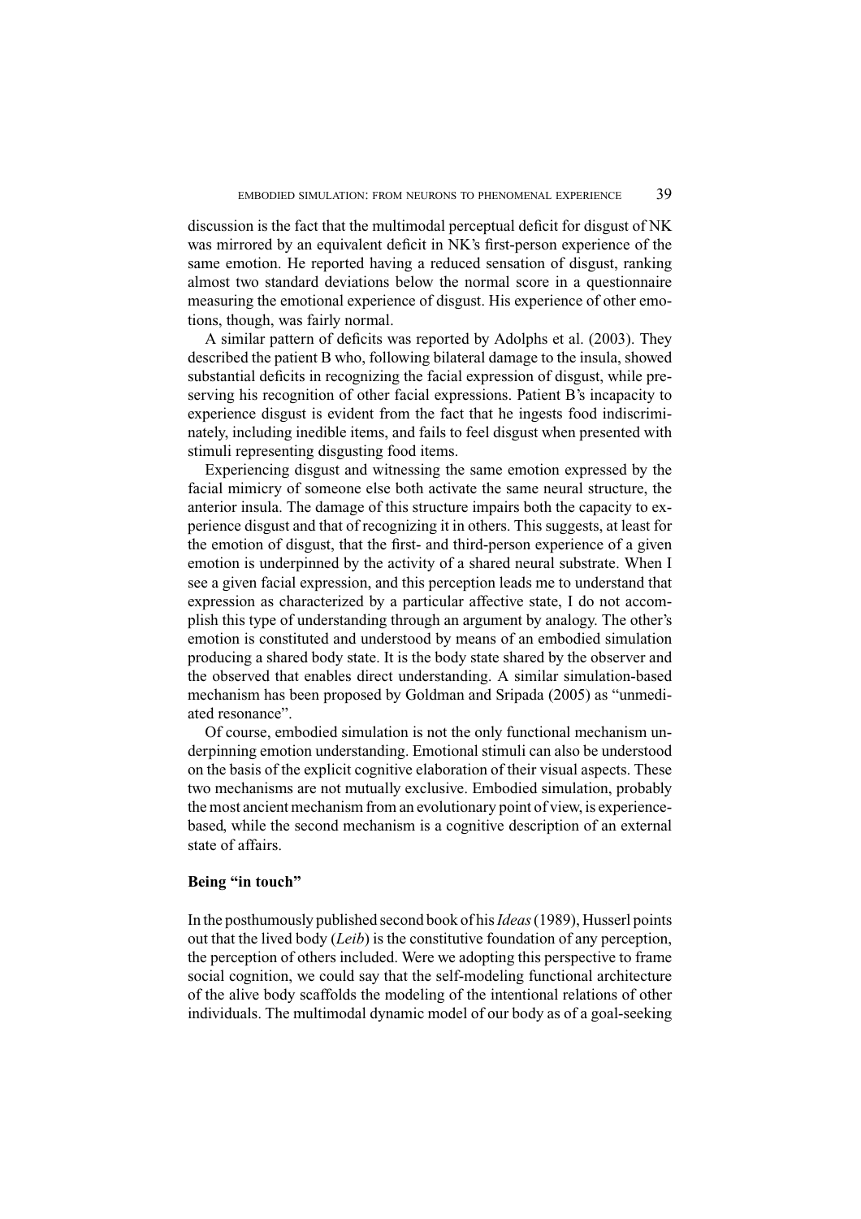discussion is the fact that the multimodal perceptual deficit for disgust of NK was mirrored by an equivalent deficit in NK's first-person experience of the same emotion. He reported having a reduced sensation of disgust, ranking almost two standard deviations below the normal score in a questionnaire measuring the emotional experience of disgust. His experience of other emotions, though, was fairly normal.

A similar pattern of deficits was reported by Adolphs et al. (2003). They described the patient B who, following bilateral damage to the insula, showed substantial deficits in recognizing the facial expression of disgust, while preserving his recognition of other facial expressions. Patient B's incapacity to experience disgust is evident from the fact that he ingests food indiscriminately, including inedible items, and fails to feel disgust when presented with stimuli representing disgusting food items.

Experiencing disgust and witnessing the same emotion expressed by the facial mimicry of someone else both activate the same neural structure, the anterior insula. The damage of this structure impairs both the capacity to experience disgust and that of recognizing it in others. This suggests, at least for the emotion of disgust, that the first- and third-person experience of a given emotion is underpinned by the activity of a shared neural substrate. When I see a given facial expression, and this perception leads me to understand that expression as characterized by a particular affective state, I do not accomplish this type of understanding through an argument by analogy. The other's emotion is constituted and understood by means of an embodied simulation producing a shared body state. It is the body state shared by the observer and the observed that enables direct understanding. A similar simulation-based mechanism has been proposed by Goldman and Sripada (2005) as "unmediated resonance".

Of course, embodied simulation is not the only functional mechanism underpinning emotion understanding. Emotional stimuli can also be understood on the basis of the explicit cognitive elaboration of their visual aspects. These two mechanisms are not mutually exclusive. Embodied simulation, probably the most ancient mechanism from an evolutionary point of view, is experience-based, while the second mechanism is a cognitive description of an external state of affairs.

## Being "in touch"

In the posthumously published second book of his *Ideas* (1989), Husserl points out that the lived body (*Leib*) is the constitutive foundation of any perception, the perception of others included. Were we adopting this perspective to frame social cognition, we could say that the self-modeling functional architecture of the alive body scaffolds the modeling of the intentional relations of other individuals. The multimodal dynamic model of our body as of a goal-seeking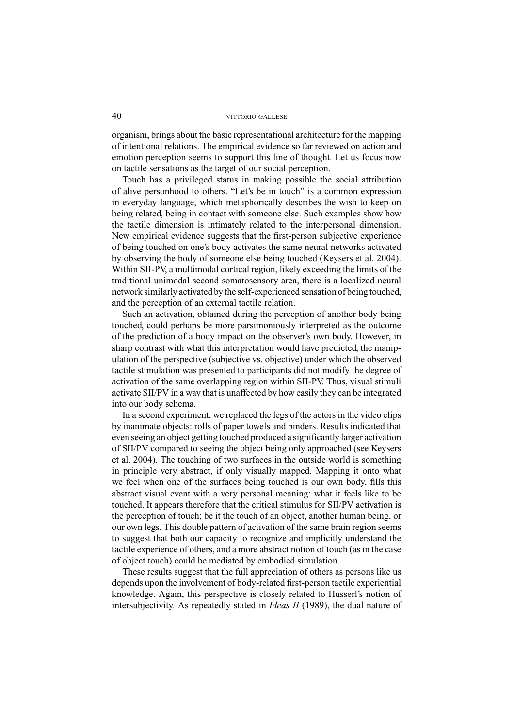organism, brings about the basic representational architecture for the mapping of intentional relations. The empirical evidence so far reviewed on action and emotion perception seems to support this line of thought. Let us focus now on tactile sensations as the target of our social perception.

Touch has a privileged status in making possible the social attribution of alive personhood to others. "Let's be in touch" is a common expression in everyday language, which metaphorically describes the wish to keep on being related, being in contact with someone else. Such examples show how the tactile dimension is intimately related to the interpersonal dimension. New empirical evidence suggests that the first-person subjective experience of being touched on one's body activates the same neural networks activated by observing the body of someone else being touched (Keysers et al. 2004). Within SII-PV, a multimodal cortical region, likely exceeding the limits of the traditional unimodal second somatosensory area, there is a localized neural network similarly activated by the self-experienced sensation of being touched, and the perception of an external tactile relation.

Such an activation, obtained during the perception of another body being touched, could perhaps be more parsimoniously interpreted as the outcome of the prediction of a body impact on the observer's own body. However, in sharp contrast with what this interpretation would have predicted, the manipulation of the perspective (subjective vs. objective) under which the observed tactile stimulation was presented to participants did not modify the degree of activation of the same overlapping region within SII-PV. Thus, visual stimuli activate SII/PV in a way that is unaffected by how easily they can be integrated into our body schema.

In a second experiment, we replaced the legs of the actors in the video clips by inanimate objects: rolls of paper towels and binders. Results indicated that even seeing an object getting touched produced a significantly larger activation of SII/PV compared to seeing the object being only approached (see Keysers et al. 2004). The touching of two surfaces in the outside world is something in principle very abstract, if only visually mapped. Mapping it onto what we feel when one of the surfaces being touched is our own body, fills this abstract visual event with a very personal meaning: what it feels like to be touched. It appears therefore that the critical stimulus for SII/PV activation is the perception of touch; be it the touch of an object, another human being, or our own legs. This double pattern of activation of the same brain region seems to suggest that both our capacity to recognize and implicitly understand the tactile experience of others, and a more abstract notion of touch (as in the case of object touch) could be mediated by embodied simulation.

These results suggest that the full appreciation of others as persons like us depends upon the involvement of body-related first-person tactile experiential knowledge. Again, this perspective is closely related to Husserl's notion of intersubjectivity. As repeatedly stated in *Ideas II* (1989), the dual nature of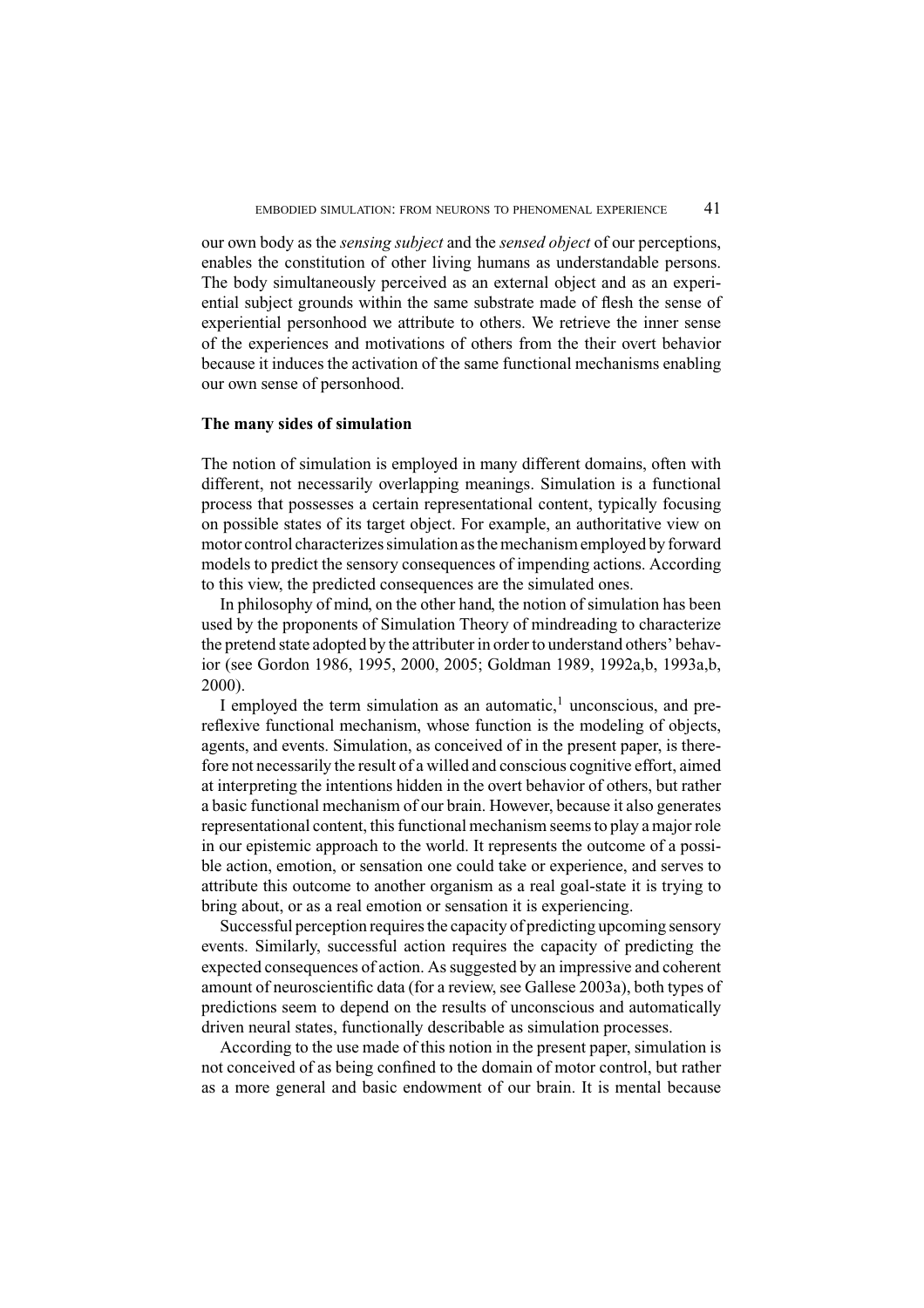our own body as the *sensing subject* and the *sensed object* of our perceptions, enables the constitution of other living humans as understandable persons. The body simultaneously perceived as an external object and as an experiential subject grounds within the same substrate made of flesh the sense of experiential personhood we attribute to others. We retrieve the inner sense of the experiences and motivations of others from the their overt behavior because it induces the activation of the same functional mechanisms enabling our own sense of personhood.

### The many sides of simulation

The notion of simulation is employed in many different domains, often with different, not necessarily overlapping meanings. Simulation is a functional process that possesses a certain representational content, typically focusing on possible states of its target object. For example, an authoritative view on motor control characterizes simulation as the mechanism employed by forward models to predict the sensory consequences of impending actions. According to this view, the predicted consequences are the simulated ones.

In philosophy of mind, on the other hand, the notion of simulation has been used by the proponents of Simulation Theory of mindreading to characterize the pretend state adopted by the attributer in order to understand others' behavior (see Gordon 1986, 1995, 2000, 2005; Goldman 1989, 1992a,b, 1993a,b, 2000).

I employed the term simulation as an automatic,[1] unconscious, and prereflexive functional mechanism, whose function is the modeling of objects, agents, and events. Simulation, as conceived of in the present paper, is therefore not necessarily the result of a willed and conscious cognitive effort, aimed at interpreting the intentions hidden in the overt behavior of others, but rather a basic functional mechanism of our brain. However, because it also generates representational content, this functional mechanism seems to play a major role in our epistemic approach to the world. It represents the outcome of a possible action, emotion, or sensation one could take or experience, and serves to attribute this outcome to another organism as a real goal-state it is trying to bring about, or as a real emotion or sensation it is experiencing.

Successful perception requires the capacity of predicting upcoming sensory events. Similarly, successful action requires the capacity of predicting the expected consequences of action. As suggested by an impressive and coherent amount of neuroscientific data (for a review, see Gallese 2003a), both types of predictions seem to depend on the results of unconscious and automatically driven neural states, functionally describable as simulation processes.

According to the use made of this notion in the present paper, simulation is not conceived of as being confined to the domain of motor control, but rather as a more general and basic endowment of our brain. It is mental because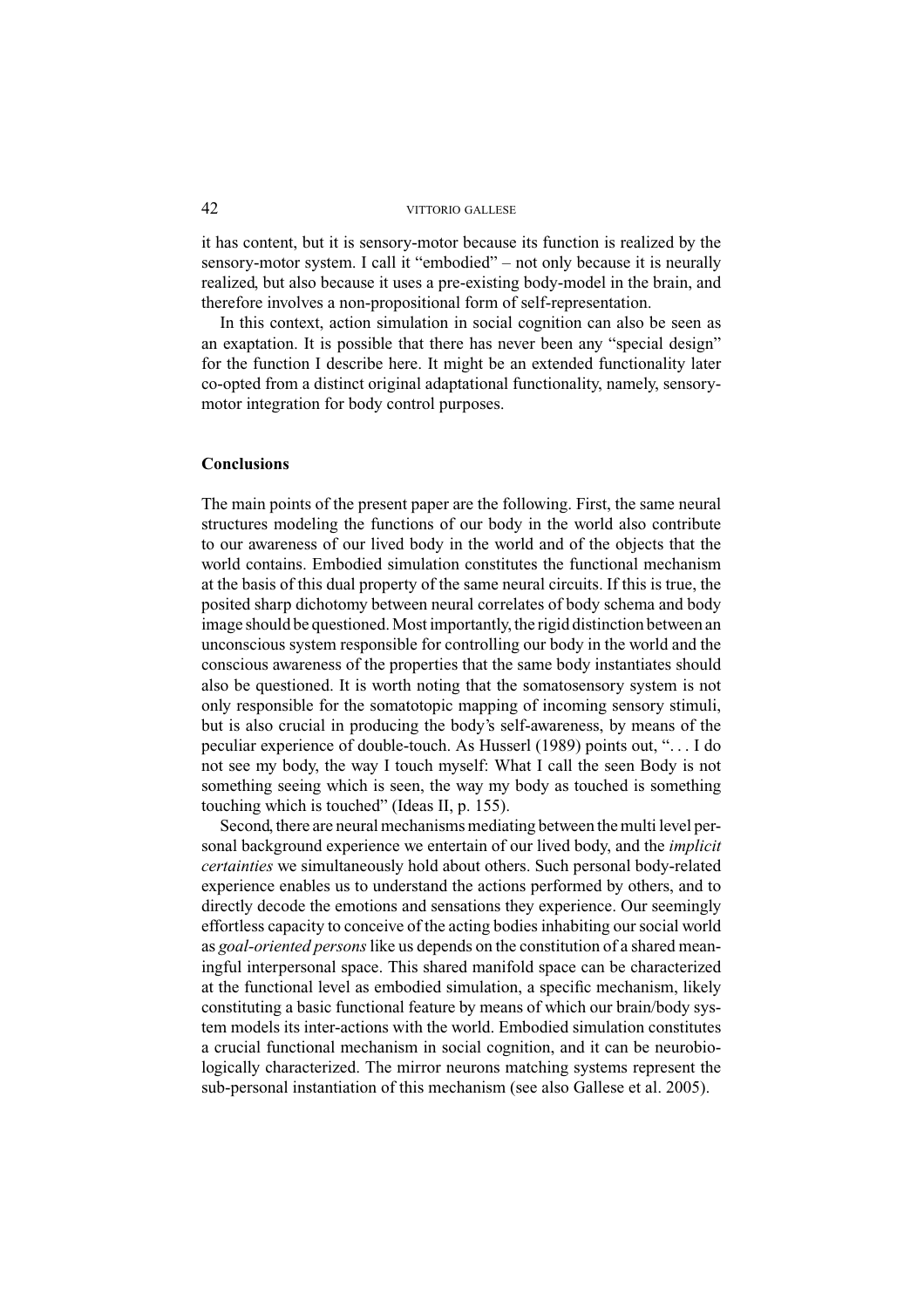it has content, but it is sensory-motor because its function is realized by the sensory-motor system. I call it "embodied" – not only because it is neurally realized, but also because it uses a pre-existing body-model in the brain, and therefore involves a non-propositional form of self-representation.

In this context, action simulation in social cognition can also be seen as an exaptation. It is possible that there has never been any "special design" for the function I describe here. It might be an extended functionality later co-opted from a distinct original adaptational functionality, namely, sensory-motor integration for body control purposes.

## Conclusions

The main points of the present paper are the following. First, the same neural structures modeling the functions of our body in the world also contribute to our awareness of our lived body in the world and of the objects that the world contains. Embodied simulation constitutes the functional mechanism at the basis of this dual property of the same neural circuits. If this is true, the posited sharp dichotomy between neural correlates of body schema and body image should be questioned. Most importantly, the rigid distinction between an unconscious system responsible for controlling our body in the world and the conscious awareness of the properties that the same body instantiates should also be questioned. It is worth noting that the somatosensory system is not only responsible for the somatotopic mapping of incoming sensory stimuli, but is also crucial in producing the body's self-awareness, by means of the peculiar experience of double-touch. As Husserl (1989) points out, ". . . I do not see my body, the way I touch myself: What I call the seen Body is not something seeing which is seen, the way my body as touched is something touching which is touched" (Ideas II, p. 155).

Second, there are neural mechanisms mediating between the multi level personal background experience we entertain of our lived body, and the *implicit certainties* we simultaneously hold about others. Such personal body-related experience enables us to understand the actions performed by others, and to directly decode the emotions and sensations they experience. Our seemingly effortless capacity to conceive of the acting bodies inhabiting our social world as *goal-oriented persons* like us depends on the constitution of a shared meaningful interpersonal space. This shared manifold space can be characterized at the functional level as embodied simulation, a specific mechanism, likely constituting a basic functional feature by means of which our brain/body system models its inter-actions with the world. Embodied simulation constitutes a crucial functional mechanism in social cognition, and it can be neurobiologically characterized. The mirror neurons matching systems represent the sub-personal instantiation of this mechanism (see also Gallese et al. 2005).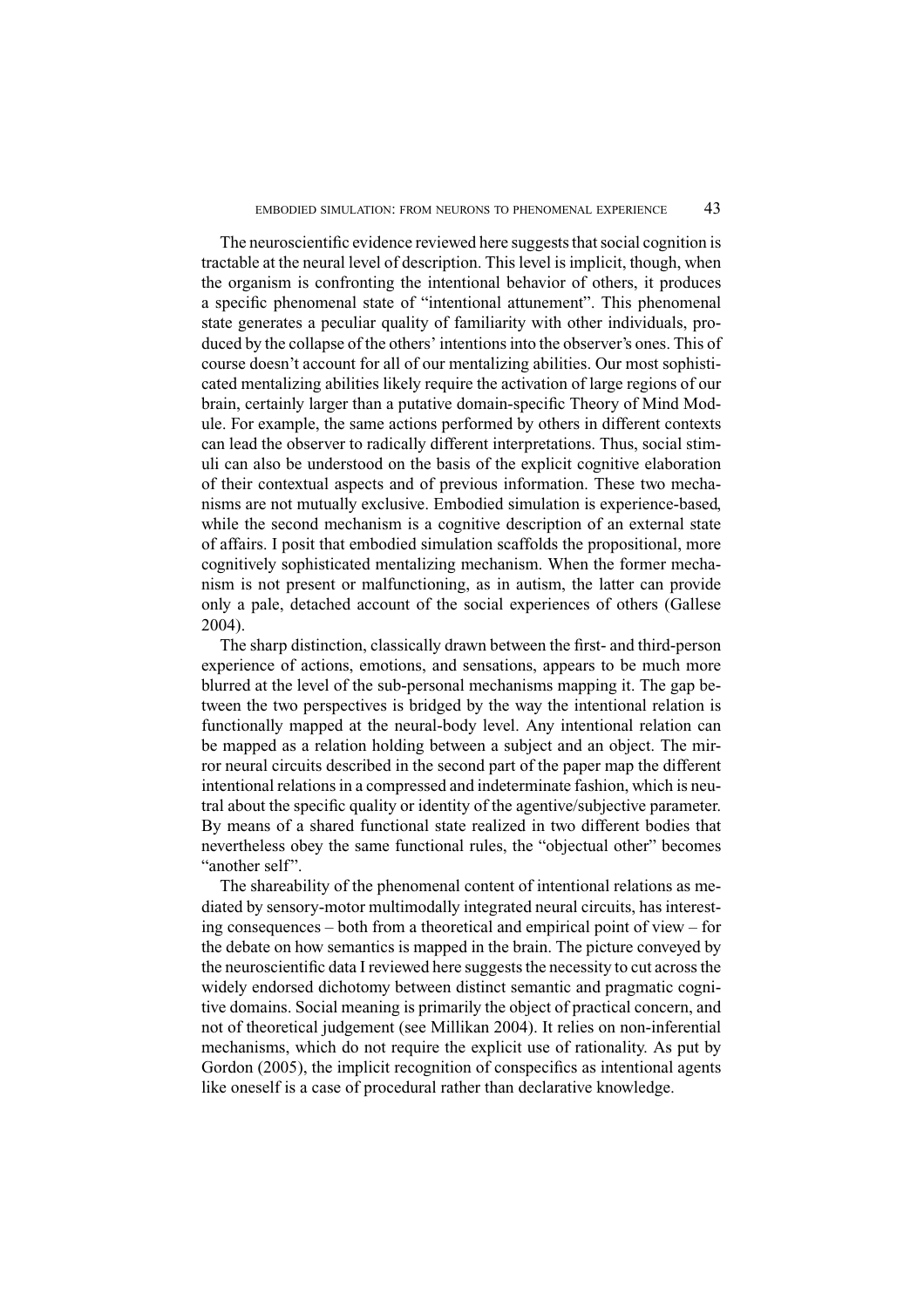The neuroscientific evidence reviewed here suggests that social cognition is tractable at the neural level of description. This level is implicit, though, when the organism is confronting the intentional behavior of others, it produces a specific phenomenal state of "intentional attunement". This phenomenal state generates a peculiar quality of familiarity with other individuals, produced by the collapse of the others' intentions into the observer's ones. This of course doesn't account for all of our mentalizing abilities. Our most sophisticated mentalizing abilities likely require the activation of large regions of our brain, certainly larger than a putative domain-specific Theory of Mind Module. For example, the same actions performed by others in different contexts can lead the observer to radically different interpretations. Thus, social stimuli can also be understood on the basis of the explicit cognitive elaboration of their contextual aspects and of previous information. These two mechanisms are not mutually exclusive. Embodied simulation is experience-based, while the second mechanism is a cognitive description of an external state of affairs. I posit that embodied simulation scaffolds the propositional, more cognitively sophisticated mentalizing mechanism. When the former mechanism is not present or malfunctioning, as in autism, the latter can provide only a pale, detached account of the social experiences of others (Gallese 2004).

The sharp distinction, classically drawn between the first- and third-person experience of actions, emotions, and sensations, appears to be much more blurred at the level of the sub-personal mechanisms mapping it. The gap between the two perspectives is bridged by the way the intentional relation is functionally mapped at the neural-body level. Any intentional relation can be mapped as a relation holding between a subject and an object. The mirror neural circuits described in the second part of the paper map the different intentional relations in a compressed and indeterminate fashion, which is neutral about the specific quality or identity of the agentive/subjective parameter. By means of a shared functional state realized in two different bodies that nevertheless obey the same functional rules, the "objectual other" becomes "another self".

The shareability of the phenomenal content of intentional relations as mediated by sensory-motor multimodally integrated neural circuits, has interesting consequences – both from a theoretical and empirical point of view – for the debate on how semantics is mapped in the brain. The picture conveyed by the neuroscientific data I reviewed here suggests the necessity to cut across the widely endorsed dichotomy between distinct semantic and pragmatic cognitive domains. Social meaning is primarily the object of practical concern, and not of theoretical judgement (see Millikan 2004). It relies on non-inferential mechanisms, which do not require the explicit use of rationality. As put by Gordon (2005), the implicit recognition of conspecifics as intentional agents like oneself is a case of procedural rather than declarative knowledge.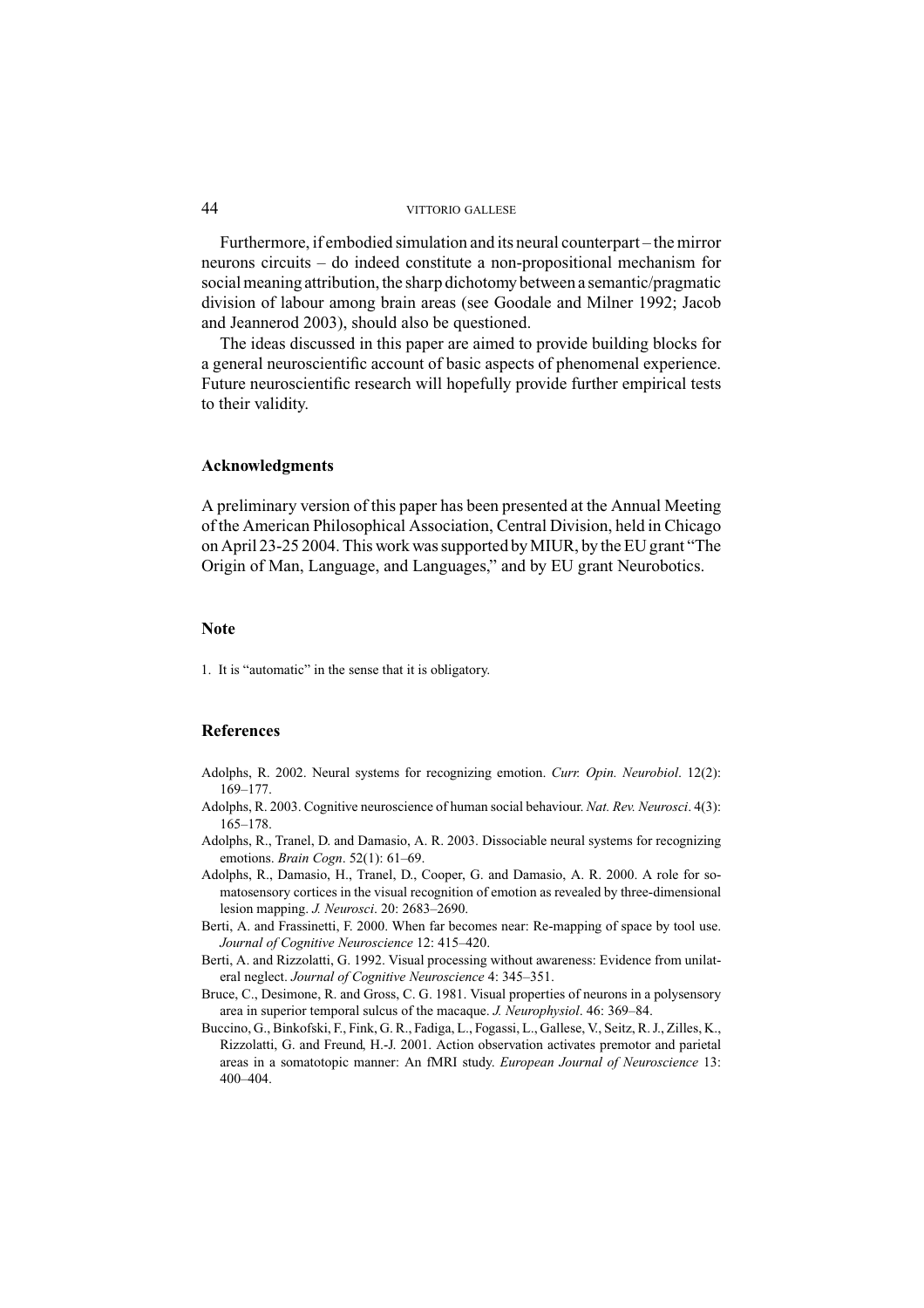Furthermore, if embodied simulation and its neural counterpart – the mirror neurons circuits – do indeed constitute a non-propositional mechanism for social meaning attribution, the sharp dichotomy between a semantic/pragmatic division of labour among brain areas (see Goodale and Milner 1992; Jacob and Jeannerod 2003), should also be questioned.

The ideas discussed in this paper are aimed to provide building blocks for a general neuroscientific account of basic aspects of phenomenal experience. Future neuroscientific research will hopefully provide further empirical tests to their validity.

## Acknowledgments

A preliminary version of this paper has been presented at the Annual Meeting of the American Philosophical Association, Central Division, held in Chicago on April 23-25 2004. This work was supported by MIUR, by the EU grant "The Origin of Man, Language, and Languages," and by EU grant Neurobotics.

## Note

1. It is "automatic" in the sense that it is obligatory.

## References

Adolphs, R. 2002. Neural systems for recognizing emotion. *Curr. Opin. Neurobiol*. 12(2): 169–177.

Adolphs, R. 2003. Cognitive neuroscience of human social behaviour. *Nat. Rev. Neurosci*. 4(3): 165–178.

Adolphs, R., Tranel, D. and Damasio, A. R. 2003. Dissociable neural systems for recognizing emotions. *Brain Cogn*. 52(1): 61–69.

Adolphs, R., Damasio, H., Tranel, D., Cooper, G. and Damasio, A. R. 2000. A role for somatosensory cortices in the visual recognition of emotion as revealed by three-dimensional lesion mapping. *J. Neurosci*. 20: 2683–2690.

Berti, A. and Frassinetti, F. 2000. When far becomes near: Re-mapping of space by tool use. *Journal of Cognitive Neuroscience* 12: 415–420.

Berti, A. and Rizzolatti, G. 1992. Visual processing without awareness: Evidence from unilateral neglect. *Journal of Cognitive Neuroscience* 4: 345–351.

Bruce, C., Desimone, R. and Gross, C. G. 1981. Visual properties of neurons in a polysensory area in superior temporal sulcus of the macaque. *J. Neurophysiol*. 46: 369–84.

Buccino, G., Binkofski, F., Fink, G. R., Fadiga, L., Fogassi, L., Gallese, V., Seitz, R. J., Zilles, K., Rizzolatti, G. and Freund, H.-J. 2001. Action observation activates premotor and parietal areas in a somatotopic manner: An fMRI study. *European Journal of Neuroscience* 13: 400–404.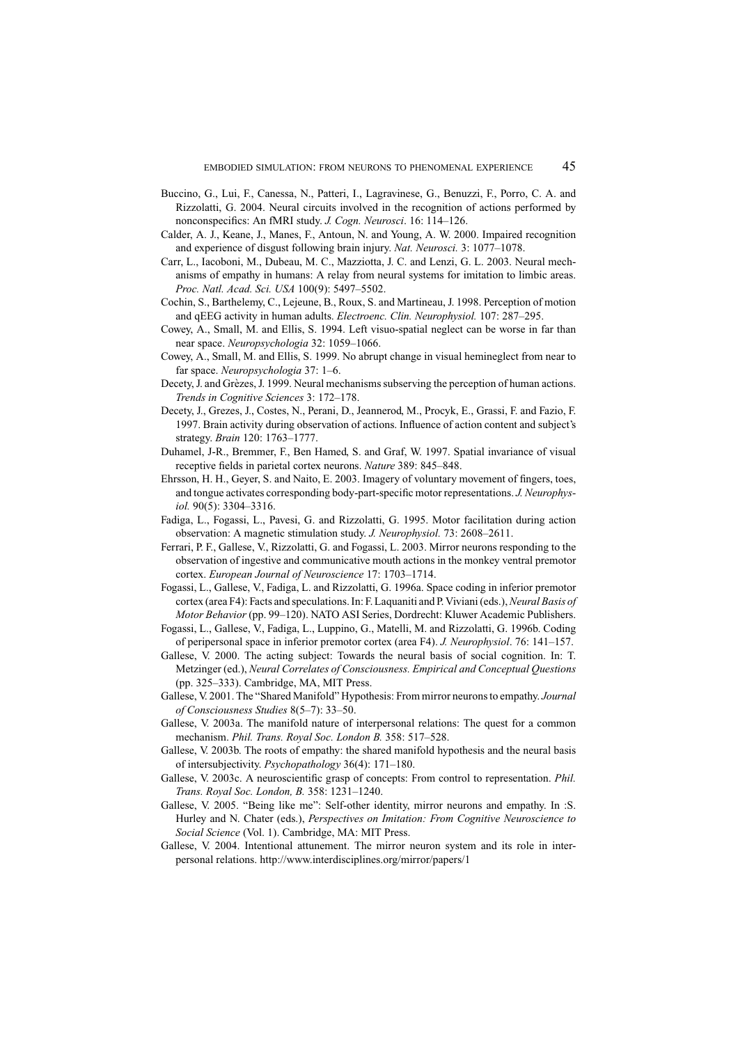Buccino, G., Lui, F., Canessa, N., Patteri, I., Lagravinese, G., Benuzzi, F., Porro, C. A. and Rizzolatti, G. 2004. Neural circuits involved in the recognition of actions performed by nonconspecifics: An fMRI study. *J. Cogn. Neurosci*. 16: 114–126.

Calder, A. J., Keane, J., Manes, F., Antoun, N. and Young, A. W. 2000. Impaired recognition and experience of disgust following brain injury. *Nat. Neurosci.* 3: 1077–1078.

Carr, L., Iacoboni, M., Dubeau, M. C., Mazziotta, J. C. and Lenzi, G. L. 2003. Neural mechanisms of empathy in humans: A relay from neural systems for imitation to limbic areas. *Proc. Natl. Acad. Sci. USA* 100(9): 5497–5502.

Cochin, S., Barthelemy, C., Lejeune, B., Roux, S. and Martineau, J. 1998. Perception of motion and qEEG activity in human adults. *Electroenc. Clin. Neurophysiol.* 107: 287–295.

Cowey, A., Small, M. and Ellis, S. 1994. Left visuo-spatial neglect can be worse in far than near space. *Neuropsychologia* 32: 1059–1066.

Cowey, A., Small, M. and Ellis, S. 1999. No abrupt change in visual hemineglect from near to far space. *Neuropsychologia* 37: 1–6.

Decety, J. and Grèzes, J. 1999. Neural mechanisms subserving the perception of human actions. *Trends in Cognitive Sciences* 3: 172–178.

Decety, J., Grezes, J., Costes, N., Perani, D., Jeannerod, M., Procyk, E., Grassi, F. and Fazio, F. 1997. Brain activity during observation of actions. Influence of action content and subject's strategy. *Brain* 120: 1763–1777.

Duhamel, J-R., Bremmer, F., Ben Hamed, S. and Graf, W. 1997. Spatial invariance of visual receptive fields in parietal cortex neurons. *Nature* 389: 845–848.

Ehrsson, H. H., Geyer, S. and Naito, E. 2003. Imagery of voluntary movement of fingers, toes, and tongue activates corresponding body-part-specific motor representations. *J. Neurophysiol.* 90(5): 3304–3316.

Fadiga, L., Fogassi, L., Pavesi, G. and Rizzolatti, G. 1995. Motor facilitation during action observation: A magnetic stimulation study. *J. Neurophysiol.* 73: 2608–2611.

Ferrari, P. F., Gallese, V., Rizzolatti, G. and Fogassi, L. 2003. Mirror neurons responding to the observation of ingestive and communicative mouth actions in the monkey ventral premotor cortex. *European Journal of Neuroscience* 17: 1703–1714.

Fogassi, L., Gallese, V., Fadiga, L. and Rizzolatti, G. 1996a. Space coding in inferior premotor cortex (area F4): Facts and speculations. In: F. Laquaniti and P. Viviani (eds.), *Neural Basis of Motor Behavior* (pp. 99–120). NATO ASI Series, Dordrecht: Kluwer Academic Publishers.

Fogassi, L., Gallese, V., Fadiga, L., Luppino, G., Matelli, M. and Rizzolatti, G. 1996b. Coding of peripersonal space in inferior premotor cortex (area F4). *J. Neurophysiol*. 76: 141–157.

Gallese, V. 2000. The acting subject: Towards the neural basis of social cognition. In: T. Metzinger (ed.), *Neural Correlates of Consciousness. Empirical and Conceptual Questions* (pp. 325–333). Cambridge, MA, MIT Press.

Gallese, V. 2001. The "Shared Manifold" Hypothesis: From mirror neurons to empathy. *Journal of Consciousness Studies* 8(5–7): 33–50.

Gallese, V. 2003a. The manifold nature of interpersonal relations: The quest for a common mechanism. *Phil. Trans. Royal Soc. London B.* 358: 517–528.

Gallese, V. 2003b. The roots of empathy: the shared manifold hypothesis and the neural basis of intersubjectivity. *Psychopathology* 36(4): 171–180.

Gallese, V. 2003c. A neuroscientific grasp of concepts: From control to representation. *Phil. Trans. Royal Soc. London, B.* 358: 1231–1240.

Gallese, V. 2005. "Being like me": Self-other identity, mirror neurons and empathy. In :S. Hurley and N. Chater (eds.), *Perspectives on Imitation: From Cognitive Neuroscience to Social Science* (Vol. 1). Cambridge, MA: MIT Press.

Gallese, V. 2004. Intentional attunement. The mirror neuron system and its role in interpersonal relations. http://www.interdisciplines.org/mirror/papers/1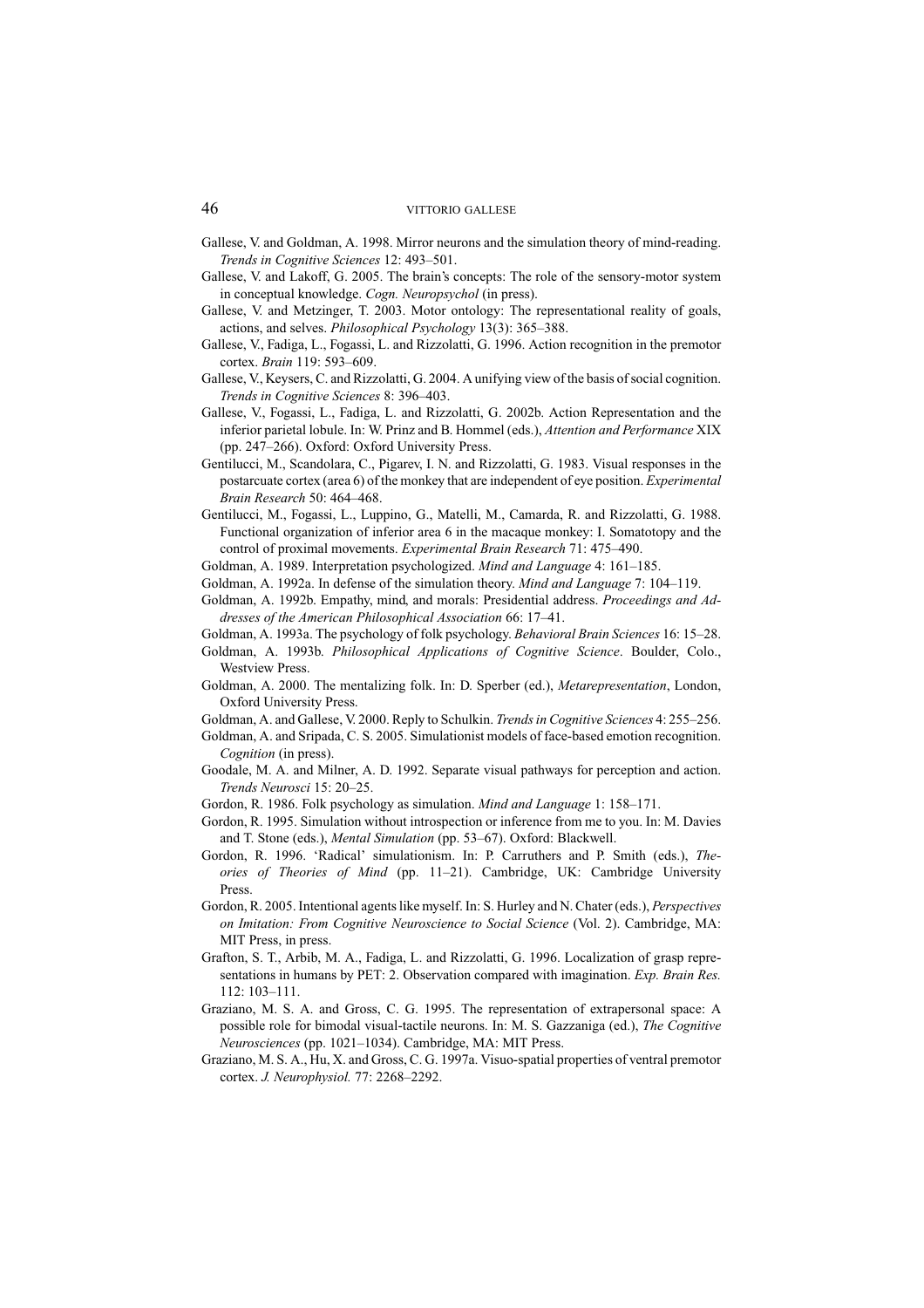Gallese, V. and Goldman, A. 1998. Mirror neurons and the simulation theory of mind-reading. *Trends in Cognitive Sciences* 12: 493–501.

Gallese, V. and Lakoff, G. 2005. The brain's concepts: The role of the sensory-motor system in conceptual knowledge. *Cogn. Neuropsychol* (in press).

Gallese, V. and Metzinger, T. 2003. Motor ontology: The representational reality of goals, actions, and selves. *Philosophical Psychology* 13(3): 365–388.

Gallese, V., Fadiga, L., Fogassi, L. and Rizzolatti, G. 1996. Action recognition in the premotor cortex. *Brain* 119: 593–609.

Gallese, V., Keysers, C. and Rizzolatti, G. 2004. A unifying view of the basis of social cognition. *Trends in Cognitive Sciences* 8: 396–403.

Gallese, V., Fogassi, L., Fadiga, L. and Rizzolatti, G. 2002b. Action Representation and the inferior parietal lobule. In: W. Prinz and B. Hommel (eds.), *Attention and Performance* XIX (pp. 247–266). Oxford: Oxford University Press.

Gentilucci, M., Scandolara, C., Pigarev, I. N. and Rizzolatti, G. 1983. Visual responses in the postarcuate cortex (area 6) of the monkey that are independent of eye position. *Experimental Brain Research* 50: 464–468.

Gentilucci, M., Fogassi, L., Luppino, G., Matelli, M., Camarda, R. and Rizzolatti, G. 1988. Functional organization of inferior area 6 in the macaque monkey: I. Somatotopy and the control of proximal movements. *Experimental Brain Research* 71: 475–490.

Goldman, A. 1989. Interpretation psychologized. *Mind and Language* 4: 161–185.

Goldman, A. 1992a. In defense of the simulation theory. *Mind and Language* 7: 104–119.

Goldman, A. 1992b. Empathy, mind, and morals: Presidential address. *Proceedings and Addresses of the American Philosophical Association* 66: 17–41.

Goldman, A. 1993a. The psychology of folk psychology. *Behavioral Brain Sciences* 16: 15–28.

Goldman, A. 1993b. *Philosophical Applications of Cognitive Science*. Boulder, Colo., Westview Press.

Goldman, A. 2000. The mentalizing folk. In: D. Sperber (ed.), *Metarepresentation*, London, Oxford University Press.

Goldman, A. and Gallese, V. 2000. Reply to Schulkin. *Trends in Cognitive Sciences* 4: 255–256.

Goldman, A. and Sripada, C. S. 2005. Simulationist models of face-based emotion recognition. *Cognition* (in press).

Goodale, M. A. and Milner, A. D. 1992. Separate visual pathways for perception and action. *Trends Neurosci* 15: 20–25.

Gordon, R. 1986. Folk psychology as simulation. *Mind and Language* 1: 158–171.

Gordon, R. 1995. Simulation without introspection or inference from me to you. In: M. Davies and T. Stone (eds.), *Mental Simulation* (pp. 53–67). Oxford: Blackwell.

Gordon, R. 1996. 'Radical' simulationism. In: P. Carruthers and P. Smith (eds.), *Theories of Theories of Mind* (pp. 11–21). Cambridge, UK: Cambridge University Press.

Gordon, R. 2005. Intentional agents like myself. In: S. Hurley and N. Chater (eds.), *Perspectives on Imitation: From Cognitive Neuroscience to Social Science* (Vol. 2). Cambridge, MA: MIT Press, in press.

Grafton, S. T., Arbib, M. A., Fadiga, L. and Rizzolatti, G. 1996. Localization of grasp representations in humans by PET: 2. Observation compared with imagination. *Exp. Brain Res.* 112: 103–111.

Graziano, M. S. A. and Gross, C. G. 1995. The representation of extrapersonal space: A possible role for bimodal visual-tactile neurons. In: M. S. Gazzaniga (ed.), *The Cognitive Neurosciences* (pp. 1021–1034). Cambridge, MA: MIT Press.

Graziano, M. S. A., Hu, X. and Gross, C. G. 1997a. Visuo-spatial properties of ventral premotor cortex. *J. Neurophysiol.* 77: 2268–2292.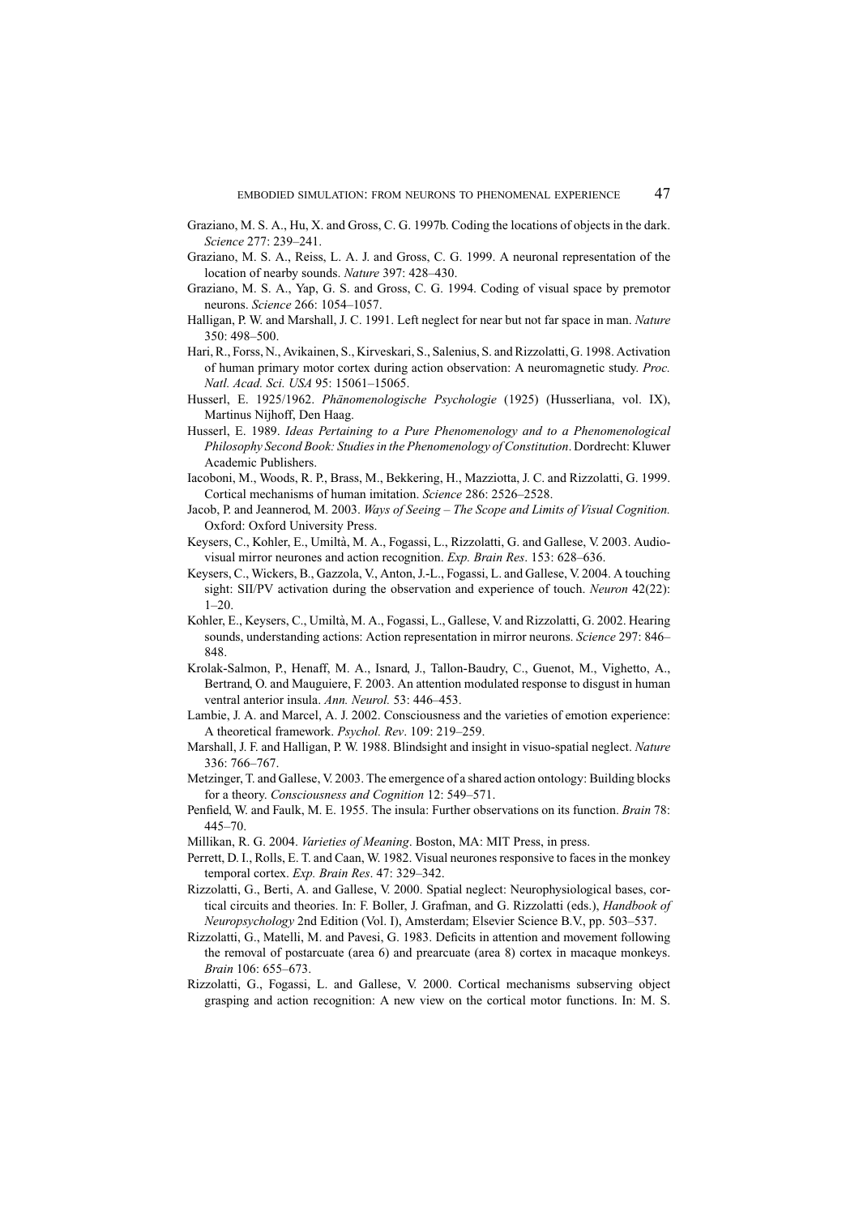Graziano, M. S. A., Hu, X. and Gross, C. G. 1997b. Coding the locations of objects in the dark. *Science* 277: 239–241.

Graziano, M. S. A., Reiss, L. A. J. and Gross, C. G. 1999. A neuronal representation of the location of nearby sounds. *Nature* 397: 428–430.

Graziano, M. S. A., Yap, G. S. and Gross, C. G. 1994. Coding of visual space by premotor neurons. *Science* 266: 1054–1057.

Halligan, P. W. and Marshall, J. C. 1991. Left neglect for near but not far space in man. *Nature* 350: 498–500.

Hari, R., Forss, N., Avikainen, S., Kirveskari, S., Salenius, S. and Rizzolatti, G. 1998. Activation of human primary motor cortex during action observation: A neuromagnetic study. *Proc. Natl. Acad. Sci. USA* 95: 15061–15065.

Husserl, E. 1925/1962. *Phänomenologische Psychologie* (1925) (Husserliana, vol. IX), Martinus Nijhoff, Den Haag.

Husserl, E. 1989. *Ideas Pertaining to a Pure Phenomenology and to a Phenomenological Philosophy Second Book: Studies in the Phenomenology of Constitution*. Dordrecht: Kluwer Academic Publishers.

Iacoboni, M., Woods, R. P., Brass, M., Bekkering, H., Mazziotta, J. C. and Rizzolatti, G. 1999. Cortical mechanisms of human imitation. *Science* 286: 2526–2528.

Jacob, P. and Jeannerod, M. 2003. *Ways of Seeing – The Scope and Limits of Visual Cognition.* Oxford: Oxford University Press.

Keysers, C., Kohler, E., Umiltà, M. A., Fogassi, L., Rizzolatti, G. and Gallese, V. 2003. Audio-visual mirror neurones and action recognition. *Exp. Brain Res*. 153: 628–636.

Keysers, C., Wickers, B., Gazzola, V., Anton, J.-L., Fogassi, L. and Gallese, V. 2004. A touching sight: SII/PV activation during the observation and experience of touch. *Neuron* 42(22): 1–20.

Kohler, E., Keysers, C., Umiltà, M. A., Fogassi, L., Gallese, V. and Rizzolatti, G. 2002. Hearing sounds, understanding actions: Action representation in mirror neurons. *Science* 297: 846–848.

Krolak-Salmon, P., Henaff, M. A., Isnard, J., Tallon-Baudry, C., Guenot, M., Vighetto, A., Bertrand, O. and Mauguiere, F. 2003. An attention modulated response to disgust in human ventral anterior insula. *Ann. Neurol.* 53: 446–453.

Lambie, J. A. and Marcel, A. J. 2002. Consciousness and the varieties of emotion experience: A theoretical framework. *Psychol. Rev*. 109: 219–259.

Marshall, J. F. and Halligan, P. W. 1988. Blindsight and insight in visuo-spatial neglect. *Nature* 336: 766–767.

Metzinger, T. and Gallese, V. 2003. The emergence of a shared action ontology: Building blocks for a theory. *Consciousness and Cognition* 12: 549–571.

Penfield, W. and Faulk, M. E. 1955. The insula: Further observations on its function. *Brain* 78: 445–70.

Millikan, R. G. 2004. *Varieties of Meaning*. Boston, MA: MIT Press, in press.

Perrett, D. I., Rolls, E. T. and Caan, W. 1982. Visual neurones responsive to faces in the monkey temporal cortex. *Exp. Brain Res*. 47: 329–342.

Rizzolatti, G., Berti, A. and Gallese, V. 2000. Spatial neglect: Neurophysiological bases, cortical circuits and theories. In: F. Boller, J. Grafman, and G. Rizzolatti (eds.), *Handbook of Neuropsychology* 2nd Edition (Vol. I), Amsterdam; Elsevier Science B.V., pp. 503–537.

Rizzolatti, G., Matelli, M. and Pavesi, G. 1983. Deficits in attention and movement following the removal of postarcuate (area 6) and prearcuate (area 8) cortex in macaque monkeys. *Brain* 106: 655–673.

Rizzolatti, G., Fogassi, L. and Gallese, V. 2000. Cortical mechanisms subserving object grasping and action recognition: A new view on the cortical motor functions. In: M. S.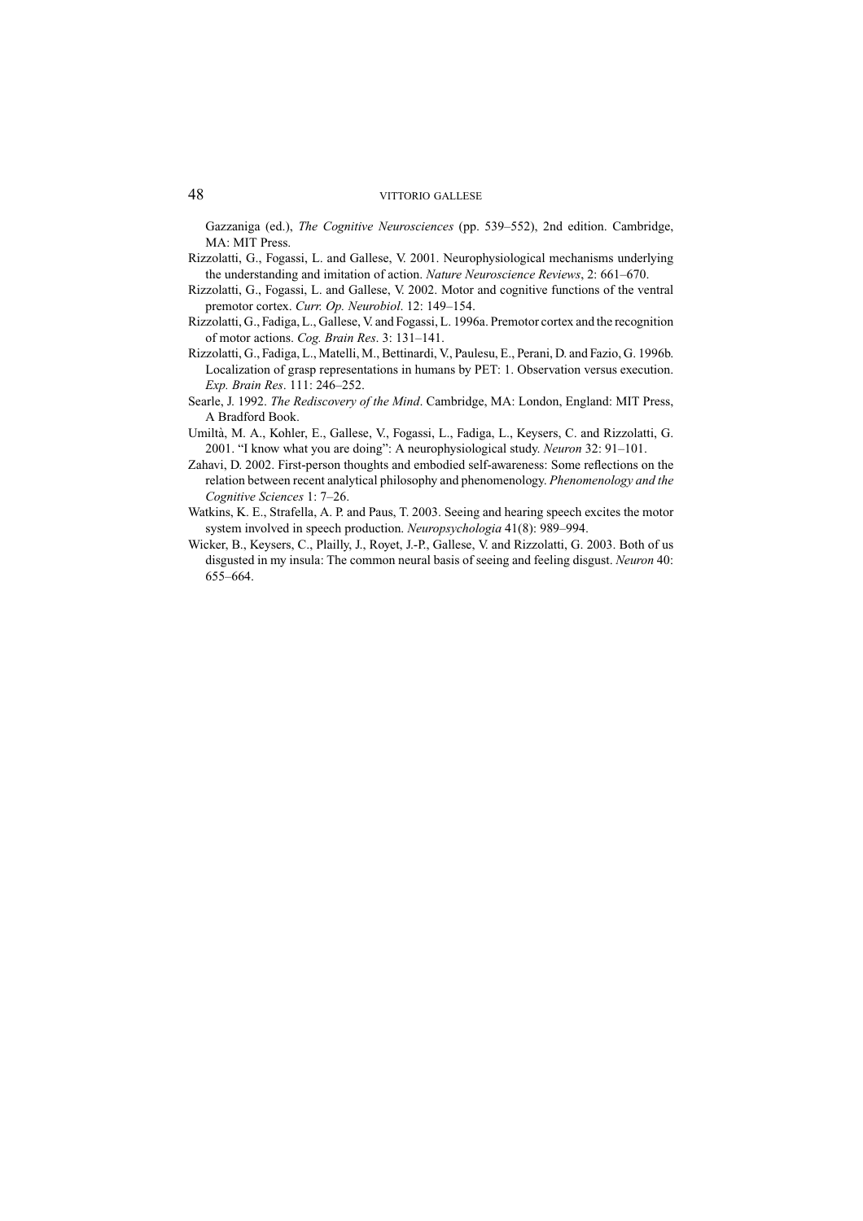Gazzaniga (ed.), *The Cognitive Neurosciences* (pp. 539–552), 2nd edition. Cambridge, MA: MIT Press.

Rizzolatti, G., Fogassi, L. and Gallese, V. 2001. Neurophysiological mechanisms underlying the understanding and imitation of action. *Nature Neuroscience Reviews*, 2: 661–670.

Rizzolatti, G., Fogassi, L. and Gallese, V. 2002. Motor and cognitive functions of the ventral premotor cortex. *Curr. Op. Neurobiol*. 12: 149–154.

Rizzolatti, G., Fadiga, L., Gallese, V. and Fogassi, L. 1996a. Premotor cortex and the recognition of motor actions. *Cog. Brain Res*. 3: 131–141.

Rizzolatti, G., Fadiga, L., Matelli, M., Bettinardi, V., Paulesu, E., Perani, D. and Fazio, G. 1996b. Localization of grasp representations in humans by PET: 1. Observation versus execution. *Exp. Brain Res*. 111: 246–252.

Searle, J. 1992. *The Rediscovery of the Mind*. Cambridge, MA: London, England: MIT Press, A Bradford Book.

Umiltà, M. A., Kohler, E., Gallese, V., Fogassi, L., Fadiga, L., Keysers, C. and Rizzolatti, G. 2001. "I know what you are doing": A neurophysiological study. *Neuron* 32: 91–101.

Zahavi, D. 2002. First-person thoughts and embodied self-awareness: Some reflections on the relation between recent analytical philosophy and phenomenology. *Phenomenology and the Cognitive Sciences* 1: 7–26.

Watkins, K. E., Strafella, A. P. and Paus, T. 2003. Seeing and hearing speech excites the motor system involved in speech production. *Neuropsychologia* 41(8): 989–994.

Wicker, B., Keysers, C., Plailly, J., Royet, J.-P., Gallese, V. and Rizzolatti, G. 2003. Both of us disgusted in my insula: The common neural basis of seeing and feeling disgust. *Neuron* 40: 655–664.